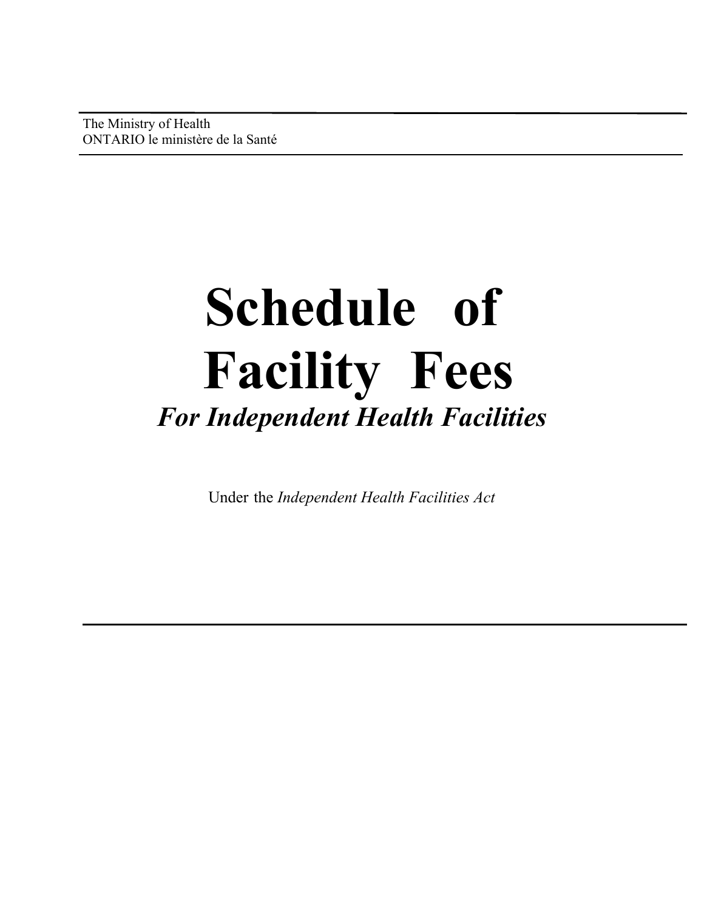The Ministry of Health
ONTARIO le ministère de la Santé

# Schedule of Facility Fees

## *For Independent Health Facilities*

Under the *Independent Health Facilities Act*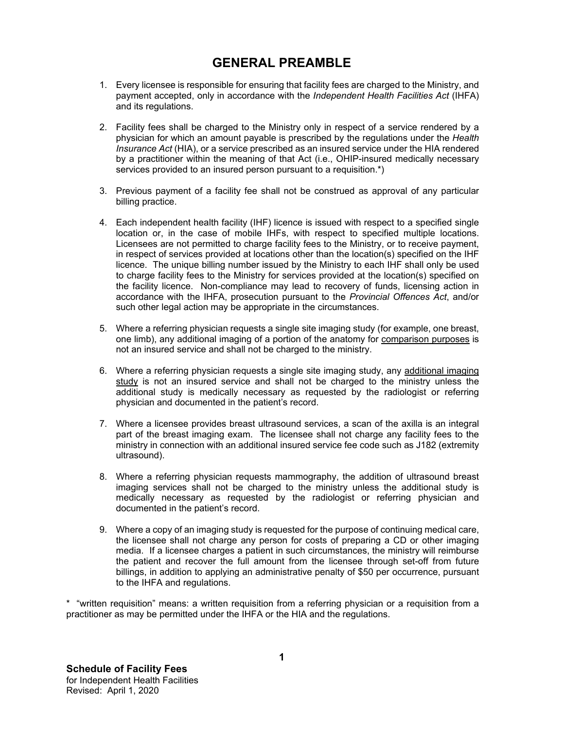# GENERAL PREAMBLE

1. Every licensee is responsible for ensuring that facility fees are charged to the Ministry, and payment accepted, only in accordance with the *Independent Health Facilities Act* (IHFA) and its regulations.

2. Facility fees shall be charged to the Ministry only in respect of a service rendered by a physician for which an amount payable is prescribed by the regulations under the *Health Insurance Act* (HIA), or a service prescribed as an insured service under the HIA rendered by a practitioner within the meaning of that Act (i.e., OHIP-insured medically necessary services provided to an insured person pursuant to a requisition.*)

3. Previous payment of a facility fee shall not be construed as approval of any particular billing practice.

4. Each independent health facility (IHF) licence is issued with respect to a specified single location or, in the case of mobile IHFs, with respect to specified multiple locations. Licensees are not permitted to charge facility fees to the Ministry, or to receive payment, in respect of services provided at locations other than the location(s) specified on the IHF licence. The unique billing number issued by the Ministry to each IHF shall only be used to charge facility fees to the Ministry for services provided at the location(s) specified on the facility licence. Non-compliance may lead to recovery of funds, licensing action in accordance with the IHFA, prosecution pursuant to the *Provincial Offences Act*, and/or such other legal action may be appropriate in the circumstances.

5. Where a referring physician requests a single site imaging study (for example, one breast, one limb), any additional imaging of a portion of the anatomy for <u>comparison purposes</u> is not an insured service and shall not be charged to the ministry.

6. Where a referring physician requests a single site imaging study, any <u>additional imaging study</u> is not an insured service and shall not be charged to the ministry unless the additional study is medically necessary as requested by the radiologist or referring physician and documented in the patient's record.

7. Where a licensee provides breast ultrasound services, a scan of the axilla is an integral part of the breast imaging exam. The licensee shall not charge any facility fees to the ministry in connection with an additional insured service fee code such as J182 (extremity ultrasound).

8. Where a referring physician requests mammography, the addition of ultrasound breast imaging services shall not be charged to the ministry unless the additional study is medically necessary as requested by the radiologist or referring physician and documented in the patient's record.

9. Where a copy of an imaging study is requested for the purpose of continuing medical care, the licensee shall not charge any person for costs of preparing a CD or other imaging media. If a licensee charges a patient in such circumstances, the ministry will reimburse the patient and recover the full amount from the licensee through set-off from future billings, in addition to applying an administrative penalty of $50 per occurrence, pursuant to the IHFA and regulations.

* "written requisition" means: a written requisition from a referring physician or a requisition from a practitioner as may be permitted under the IHFA or the HIA and the regulations.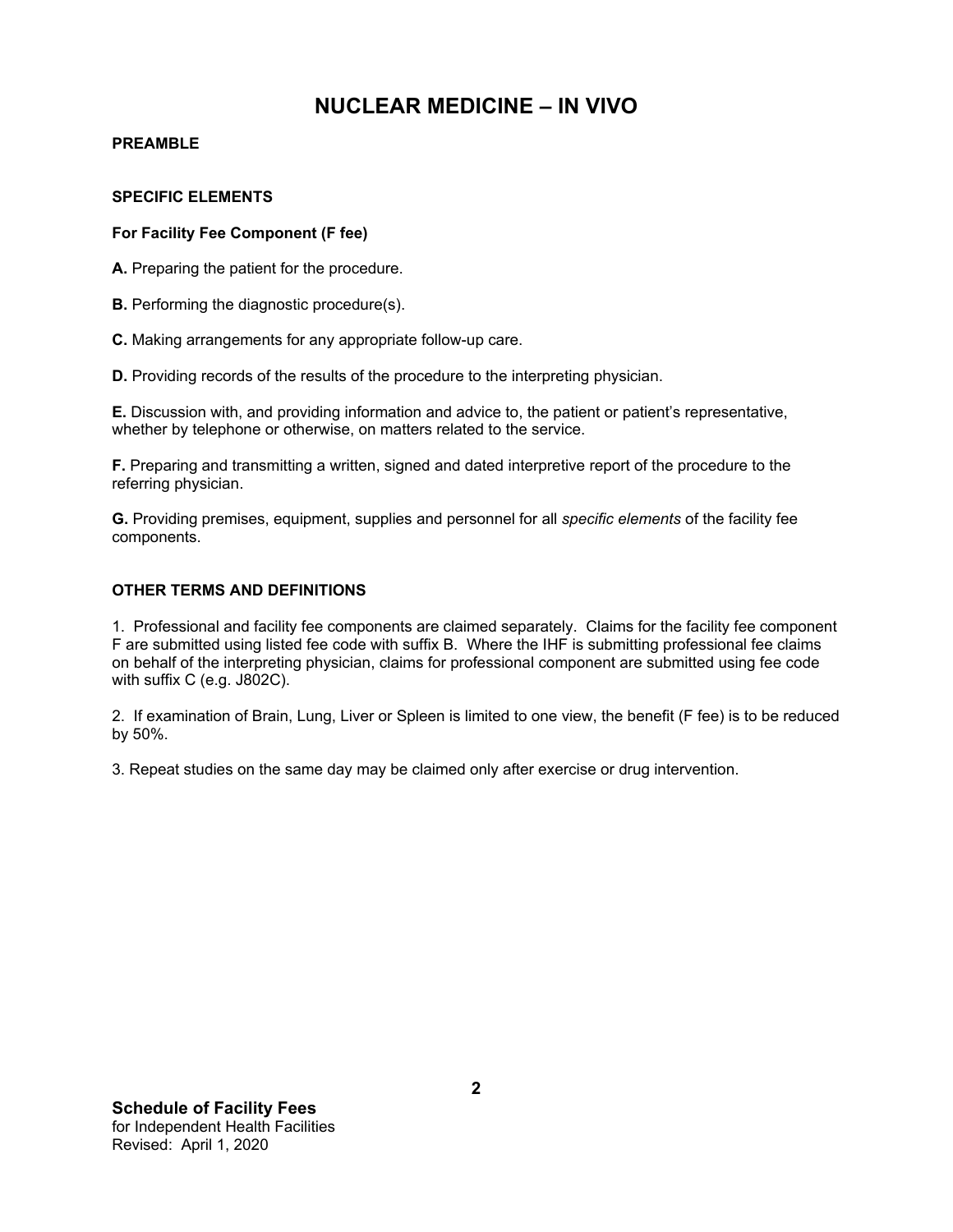# NUCLEAR MEDICINE – IN VIVO

## PREAMBLE

### SPECIFIC ELEMENTS

#### For Facility Fee Component (F fee)

**A.** Preparing the patient for the procedure.

**B.** Performing the diagnostic procedure(s).

**C.** Making arrangements for any appropriate follow-up care.

**D.** Providing records of the results of the procedure to the interpreting physician.

**E.** Discussion with, and providing information and advice to, the patient or patient's representative, whether by telephone or otherwise, on matters related to the service.

**F.** Preparing and transmitting a written, signed and dated interpretive report of the procedure to the referring physician.

**G.** Providing premises, equipment, supplies and personnel for all *specific elements* of the facility fee components.

### OTHER TERMS AND DEFINITIONS

1. Professional and facility fee components are claimed separately. Claims for the facility fee component F are submitted using listed fee code with suffix B. Where the IHF is submitting professional fee claims on behalf of the interpreting physician, claims for professional component are submitted using fee code with suffix C (e.g. J802C).

2. If examination of Brain, Lung, Liver or Spleen is limited to one view, the benefit (F fee) is to be reduced by 50%.

3. Repeat studies on the same day may be claimed only after exercise or drug intervention.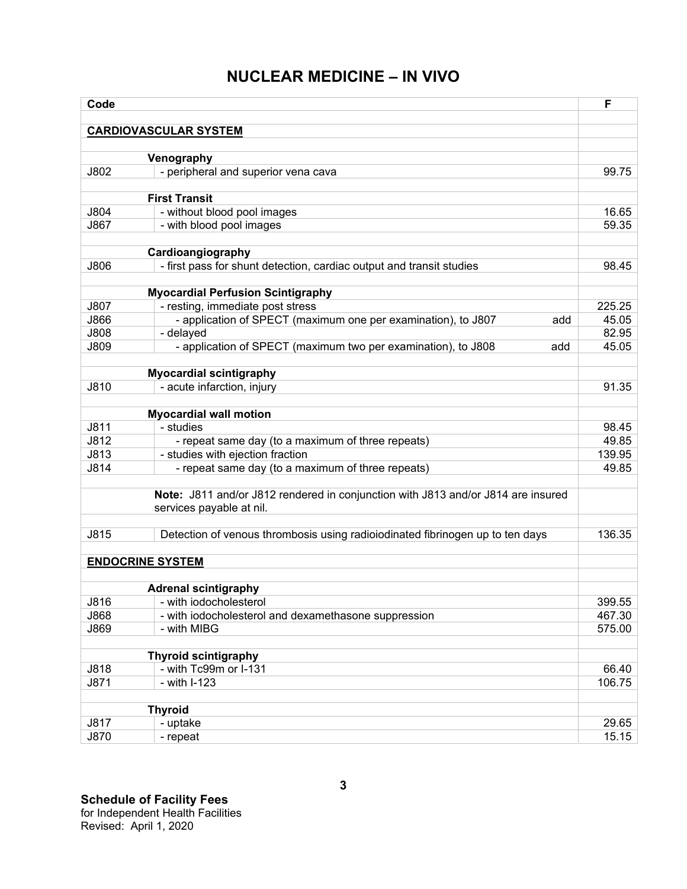# NUCLEAR MEDICINE – IN VIVO

| Code | | F |
|---|---|---|
| **CARDIOVASCULAR SYSTEM** | | |
| | **Venography** | |
| J802 | - peripheral and superior vena cava | 99.75 |
| | **First Transit** | |
| J804 | - without blood pool images | 16.65 |
| J867 | - with blood pool images | 59.35 |
| | **Cardioangiography** | |
| J806 | - first pass for shunt detection, cardiac output and transit studies | 98.45 |
| | **Myocardial Perfusion Scintigraphy** | |
| J807 | - resting, immediate post stress | 225.25 |
| J866 | - application of SPECT (maximum one per examination), to J807 add | 45.05 |
| J808 | - delayed | 82.95 |
| J809 | - application of SPECT (maximum two per examination), to J808 add | 45.05 |
| | **Myocardial scintigraphy** | |
| J810 | - acute infarction, injury | 91.35 |
| | **Myocardial wall motion** | |
| J811 | - studies | 98.45 |
| J812 | - repeat same day (to a maximum of three repeats) | 49.85 |
| J813 | - studies with ejection fraction | 139.95 |
| J814 | - repeat same day (to a maximum of three repeats) | 49.85 |
| | **Note:** J811 and/or J812 rendered in conjunction with J813 and/or J814 are insured services payable at nil. | |
| J815 | Detection of venous thrombosis using radioiodinated fibrinogen up to ten days | 136.35 |
| **ENDOCRINE SYSTEM** | | |
| | **Adrenal scintigraphy** | |
| J816 | - with iodocholesterol | 399.55 |
| J868 | - with iodocholesterol and dexamethasone suppression | 467.30 |
| J869 | - with MIBG | 575.00 |
| | **Thyroid scintigraphy** | |
| J818 | - with Tc99m or I-131 | 66.40 |
| J871 | - with I-123 | 106.75 |
| | **Thyroid** | |
| J817 | - uptake | 29.65 |
| J870 | - repeat | 15.15 |

**Schedule of Facility Fees**
for Independent Health Facilities
Revised: April 1, 2020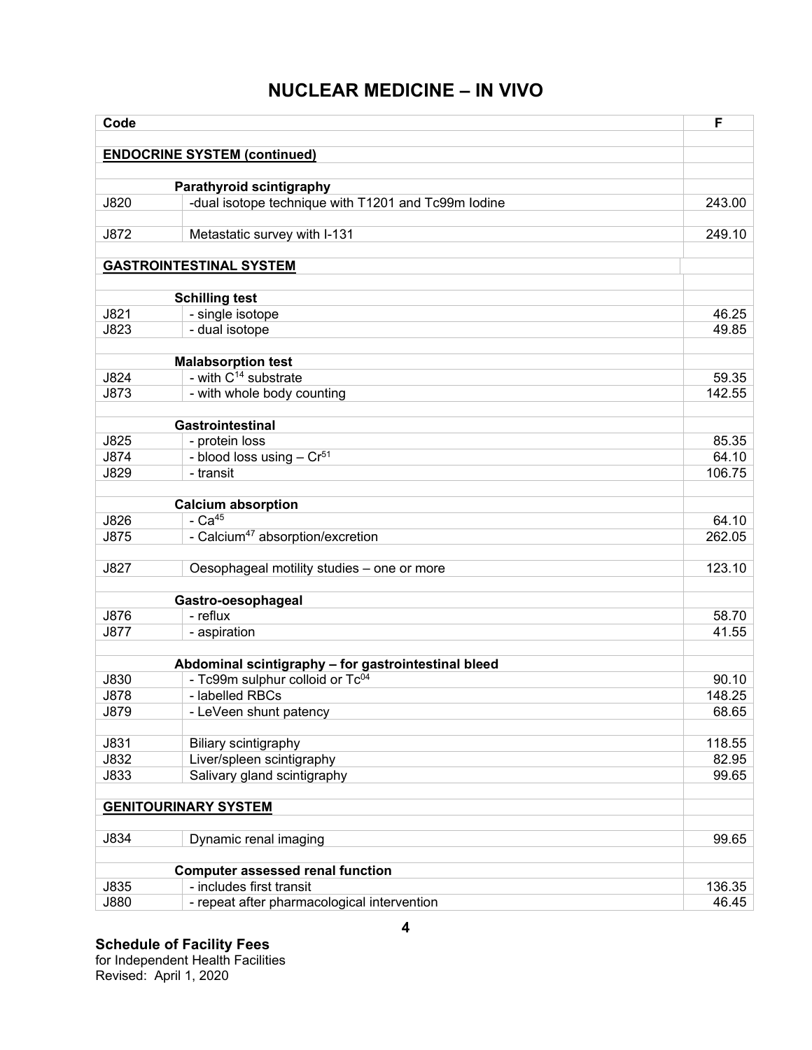# NUCLEAR MEDICINE – IN VIVO

| Code | | F |
|---|---|---|
| **ENDOCRINE SYSTEM (continued)** | | |
| | **Parathyroid scintigraphy** | |
| J820 | -dual isotope technique with T1201 and Tc99m Iodine | 243.00 |
| J872 | Metastatic survey with I-131 | 249.10 |
| **GASTROINTESTINAL SYSTEM** | | |
| | **Schilling test** | |
| J821 | - single isotope | 46.25 |
| J823 | - dual isotope | 49.85 |
| | **Malabsorption test** | |
| J824 | - with $C^{14}$ substrate | 59.35 |
| J873 | - with whole body counting | 142.55 |
| | **Gastrointestinal** | |
| J825 | - protein loss | 85.35 |
| J874 | - blood loss using – $Cr^{51}$ | 64.10 |
| J829 | - transit | 106.75 |
| | **Calcium absorption** | |
| J826 | - $Ca^{45}$ | 64.10 |
| J875 | - $Calcium^{47}$ absorption/excretion | 262.05 |
| J827 | Oesophageal motility studies – one or more | 123.10 |
| | **Gastro-oesophageal** | |
| J876 | - reflux | 58.70 |
| J877 | - aspiration | 41.55 |
| | **Abdominal scintigraphy – for gastrointestinal bleed** | |
| J830 | - Tc99m sulphur colloid or $Tc^{04}$ | 90.10 |
| J878 | - labelled RBCs | 148.25 |
| J879 | - LeVeen shunt patency | 68.65 |
| J831 | Biliary scintigraphy | 118.55 |
| J832 | Liver/spleen scintigraphy | 82.95 |
| J833 | Salivary gland scintigraphy | 99.65 |
| **GENITOURINARY SYSTEM** | | |
| J834 | Dynamic renal imaging | 99.65 |
| | **Computer assessed renal function** | |
| J835 | - includes first transit | 136.35 |
| J880 | - repeat after pharmacological intervention | 46.45 |

**Schedule of Facility Fees**
for Independent Health Facilities
Revised: April 1, 2020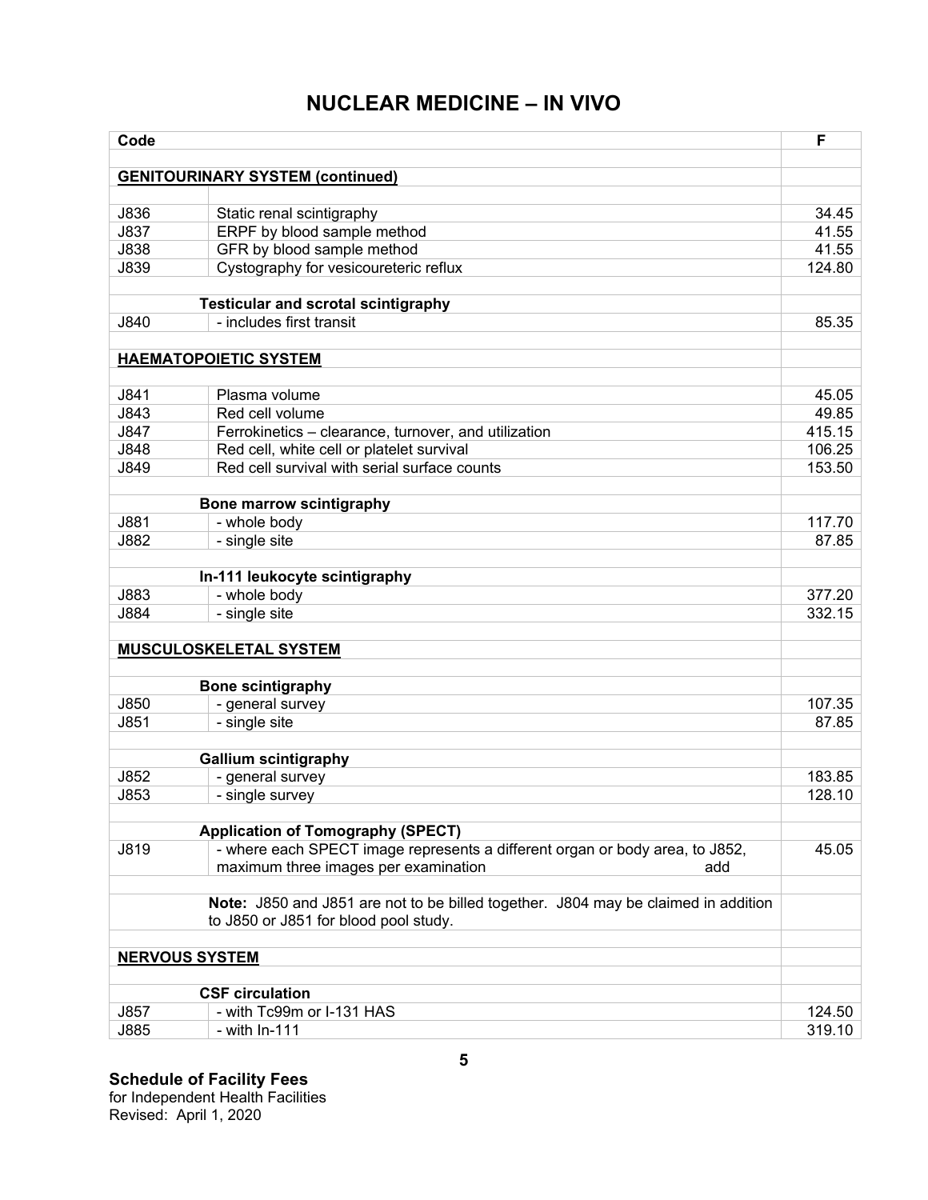# NUCLEAR MEDICINE – IN VIVO

| Code | | F |
|---|---|---|
| **GENITOURINARY SYSTEM (continued)** | | |
| J836 | Static renal scintigraphy | 34.45 |
| J837 | ERPF by blood sample method | 41.55 |
| J838 | GFR by blood sample method | 41.55 |
| J839 | Cystography for vesicoureteric reflux | 124.80 |
| | **Testicular and scrotal scintigraphy** | |
| J840 | - includes first transit | 85.35 |
| **HAEMATOPOIETIC SYSTEM** | | |
| J841 | Plasma volume | 45.05 |
| J843 | Red cell volume | 49.85 |
| J847 | Ferrokinetics – clearance, turnover, and utilization | 415.15 |
| J848 | Red cell, white cell or platelet survival | 106.25 |
| J849 | Red cell survival with serial surface counts | 153.50 |
| | **Bone marrow scintigraphy** | |
| J881 | - whole body | 117.70 |
| J882 | - single site | 87.85 |
| | **In-111 leukocyte scintigraphy** | |
| J883 | - whole body | 377.20 |
| J884 | - single site | 332.15 |
| **MUSCULOSKELETAL SYSTEM** | | |
| | **Bone scintigraphy** | |
| J850 | - general survey | 107.35 |
| J851 | - single site | 87.85 |
| | **Gallium scintigraphy** | |
| J852 | - general survey | 183.85 |
| J853 | - single survey | 128.10 |
| | **Application of Tomography (SPECT)** | |
| J819 | - where each SPECT image represents a different organ or body area, to J852, maximum three images per examination add | 45.05 |
| | **Note:** J850 and J851 are not to be billed together. J804 may be claimed in addition to J850 or J851 for blood pool study. | |
| **NERVOUS SYSTEM** | | |
| | **CSF circulation** | |
| J857 | - with Tc99m or I-131 HAS | 124.50 |
| J885 | - with In-111 | 319.10 |

**Schedule of Facility Fees**
for Independent Health Facilities
Revised: April 1, 2020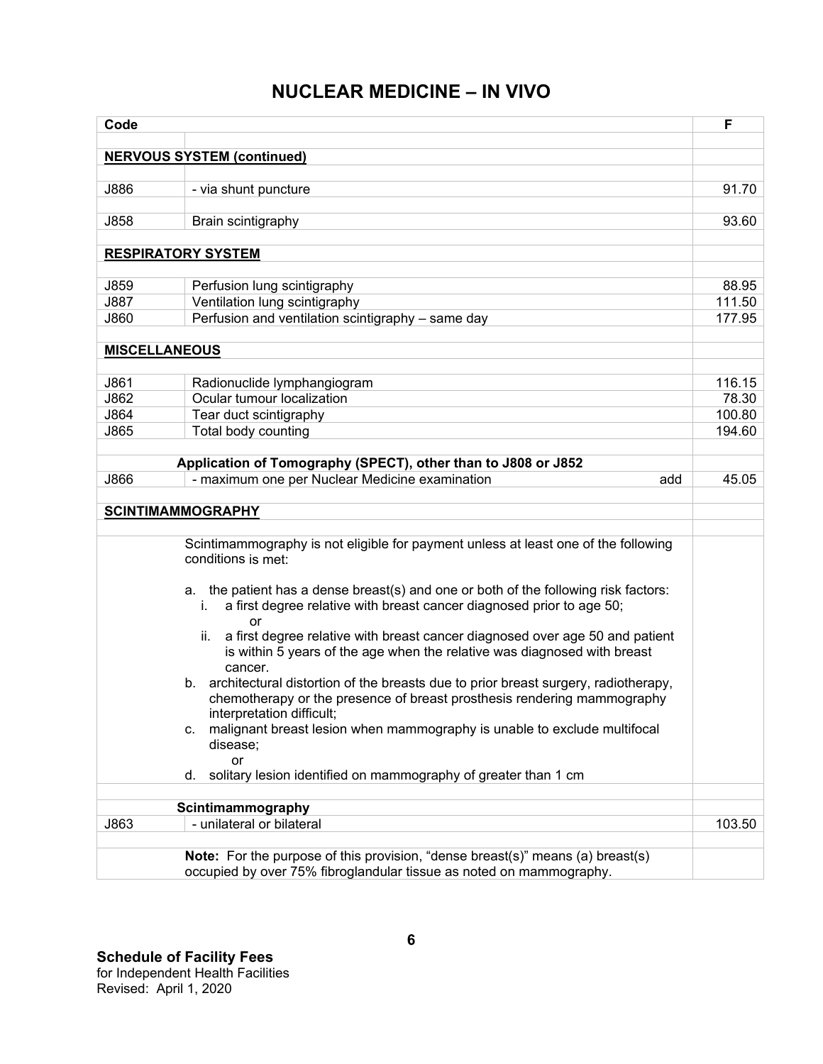# NUCLEAR MEDICINE – IN VIVO

| Code | | F |
|---|---|---|
| **NERVOUS SYSTEM (continued)** | | |
| J886 | - via shunt puncture | 91.70 |
| J858 | Brain scintigraphy | 93.60 |
| **RESPIRATORY SYSTEM** | | |
| J859 | Perfusion lung scintigraphy | 88.95 |
| J887 | Ventilation lung scintigraphy | 111.50 |
| J860 | Perfusion and ventilation scintigraphy – same day | 177.95 |
| **MISCELLANEOUS** | | |
| J861 | Radionuclide lymphangiogram | 116.15 |
| J862 | Ocular tumour localization | 78.30 |
| J864 | Tear duct scintigraphy | 100.80 |
| J865 | Total body counting | 194.60 |
| | **Application of Tomography (SPECT), other than to J808 or J852** | |
| J866 | - maximum one per Nuclear Medicine examination add | 45.05 |
| **SCINTIMAMMOGRAPHY** | | |
| | Scintimammography is not eligible for payment unless at least one of the following conditions is met: <br><br> a. the patient has a dense breast(s) and one or both of the following risk factors: <br> i. a first degree relative with breast cancer diagnosed prior to age 50; <br> or <br> ii. a first degree relative with breast cancer diagnosed over age 50 and patient is within 5 years of the age when the relative was diagnosed with breast cancer. <br> b. architectural distortion of the breasts due to prior breast surgery, radiotherapy, chemotherapy or the presence of breast prosthesis rendering mammography interpretation difficult; <br> c. malignant breast lesion when mammography is unable to exclude multifocal disease; <br> or <br> d. solitary lesion identified on mammography of greater than 1 cm | |
| | **Scintimammography** | |
| J863 | - unilateral or bilateral | 103.50 |
| | **Note:** For the purpose of this provision, "dense breast(s)" means (a) breast(s) occupied by over 75% fibroglandular tissue as noted on mammography. | |

**Schedule of Facility Fees**
for Independent Health Facilities
Revised: April 1, 2020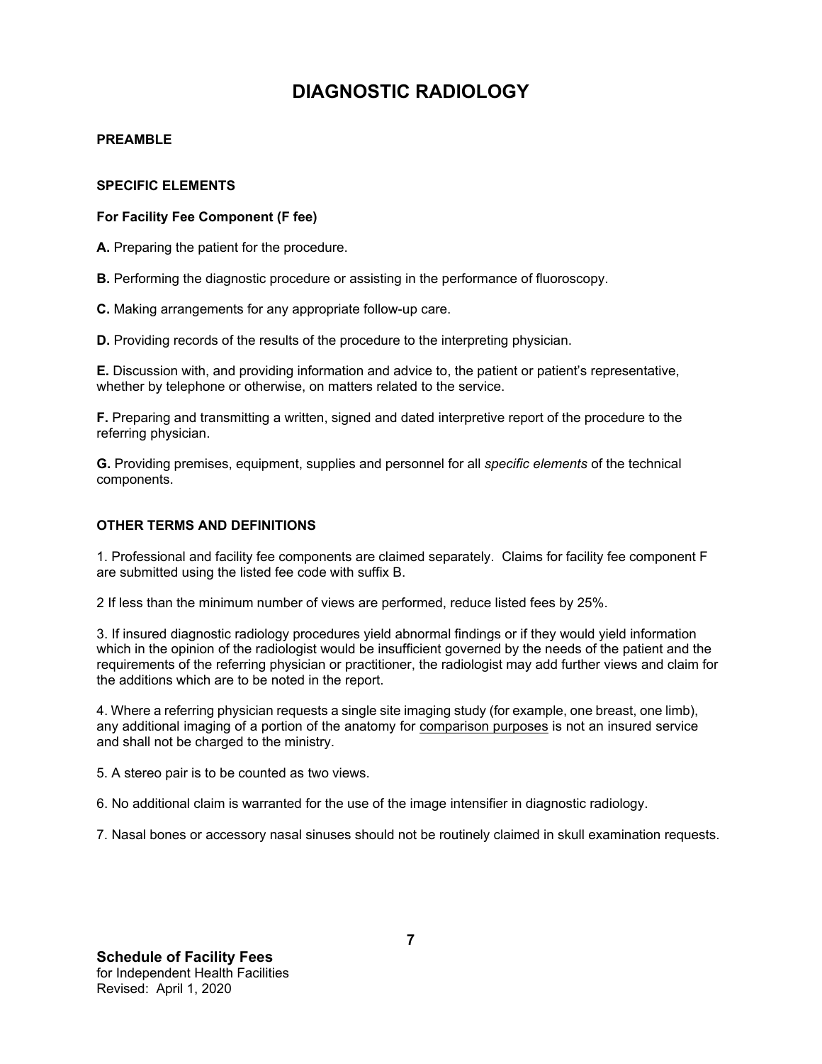# DIAGNOSTIC RADIOLOGY

**PREAMBLE**

**SPECIFIC ELEMENTS**

**For Facility Fee Component (F fee)**

**A.** Preparing the patient for the procedure.

**B.** Performing the diagnostic procedure or assisting in the performance of fluoroscopy.

**C.** Making arrangements for any appropriate follow-up care.

**D.** Providing records of the results of the procedure to the interpreting physician.

**E.** Discussion with, and providing information and advice to, the patient or patient's representative, whether by telephone or otherwise, on matters related to the service.

**F.** Preparing and transmitting a written, signed and dated interpretive report of the procedure to the referring physician.

**G.** Providing premises, equipment, supplies and personnel for all *specific elements* of the technical components.

**OTHER TERMS AND DEFINITIONS**

1. Professional and facility fee components are claimed separately. Claims for facility fee component F are submitted using the listed fee code with suffix B.

2 If less than the minimum number of views are performed, reduce listed fees by 25%.

3. If insured diagnostic radiology procedures yield abnormal findings or if they would yield information which in the opinion of the radiologist would be insufficient governed by the needs of the patient and the requirements of the referring physician or practitioner, the radiologist may add further views and claim for the additions which are to be noted in the report.

4. Where a referring physician requests a single site imaging study (for example, one breast, one limb), any additional imaging of a portion of the anatomy for comparison purposes is not an insured service and shall not be charged to the ministry.

5. A stereo pair is to be counted as two views.

6. No additional claim is warranted for the use of the image intensifier in diagnostic radiology.

7. Nasal bones or accessory nasal sinuses should not be routinely claimed in skull examination requests.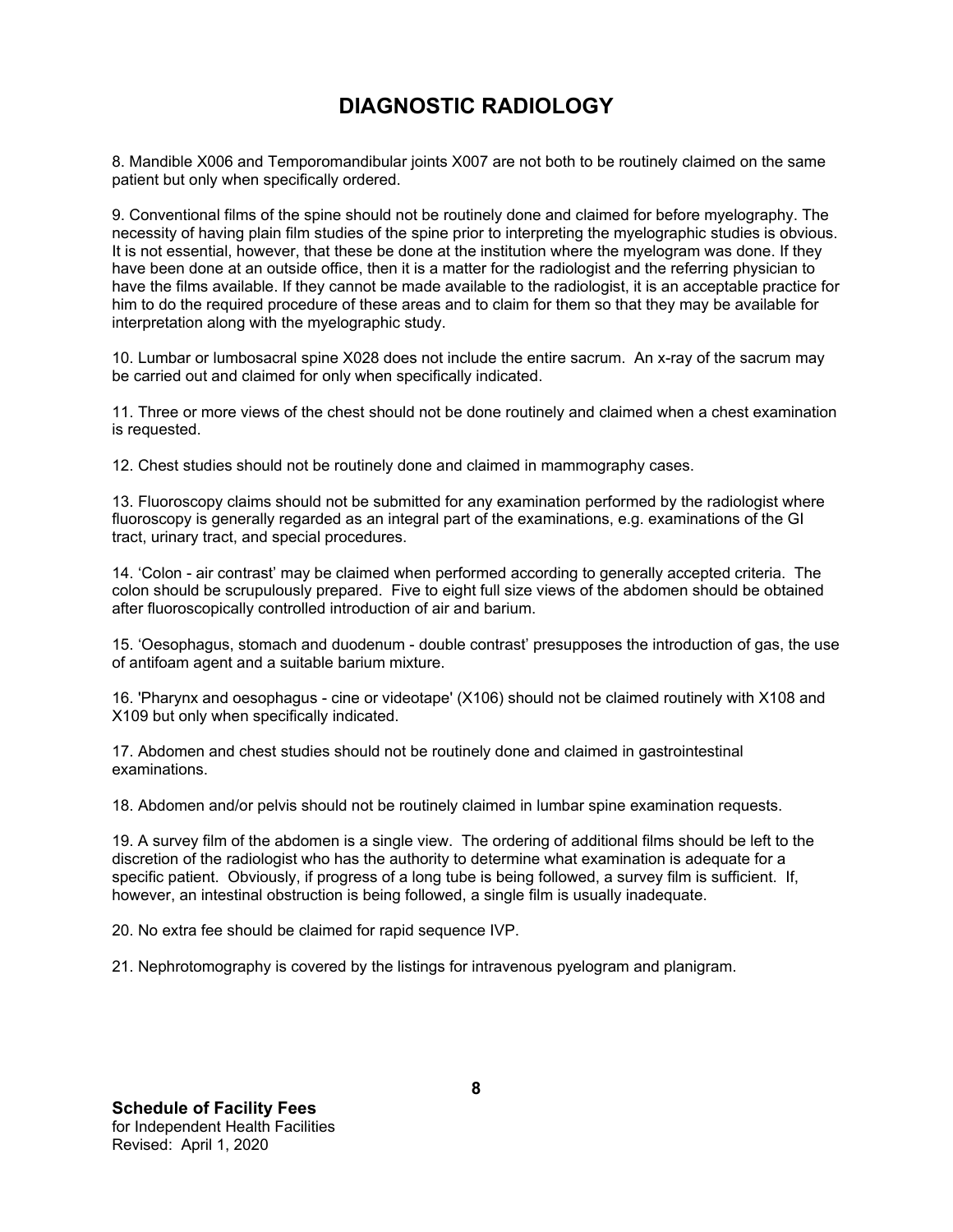# DIAGNOSTIC RADIOLOGY

8. Mandible X006 and Temporomandibular joints X007 are not both to be routinely claimed on the same patient but only when specifically ordered.

9. Conventional films of the spine should not be routinely done and claimed for before myelography. The necessity of having plain film studies of the spine prior to interpreting the myelographic studies is obvious. It is not essential, however, that these be done at the institution where the myelogram was done. If they have been done at an outside office, then it is a matter for the radiologist and the referring physician to have the films available. If they cannot be made available to the radiologist, it is an acceptable practice for him to do the required procedure of these areas and to claim for them so that they may be available for interpretation along with the myelographic study.

10. Lumbar or lumbosacral spine X028 does not include the entire sacrum. An x-ray of the sacrum may be carried out and claimed for only when specifically indicated.

11. Three or more views of the chest should not be done routinely and claimed when a chest examination is requested.

12. Chest studies should not be routinely done and claimed in mammography cases.

13. Fluoroscopy claims should not be submitted for any examination performed by the radiologist where fluoroscopy is generally regarded as an integral part of the examinations, e.g. examinations of the GI tract, urinary tract, and special procedures.

14. 'Colon - air contrast' may be claimed when performed according to generally accepted criteria. The colon should be scrupulously prepared. Five to eight full size views of the abdomen should be obtained after fluoroscopically controlled introduction of air and barium.

15. 'Oesophagus, stomach and duodenum - double contrast' presupposes the introduction of gas, the use of antifoam agent and a suitable barium mixture.

16. 'Pharynx and oesophagus - cine or videotape' (X106) should not be claimed routinely with X108 and X109 but only when specifically indicated.

17. Abdomen and chest studies should not be routinely done and claimed in gastrointestinal examinations.

18. Abdomen and/or pelvis should not be routinely claimed in lumbar spine examination requests.

19. A survey film of the abdomen is a single view. The ordering of additional films should be left to the discretion of the radiologist who has the authority to determine what examination is adequate for a specific patient. Obviously, if progress of a long tube is being followed, a survey film is sufficient. If, however, an intestinal obstruction is being followed, a single film is usually inadequate.

20. No extra fee should be claimed for rapid sequence IVP.

21. Nephrotomography is covered by the listings for intravenous pyelogram and planigram.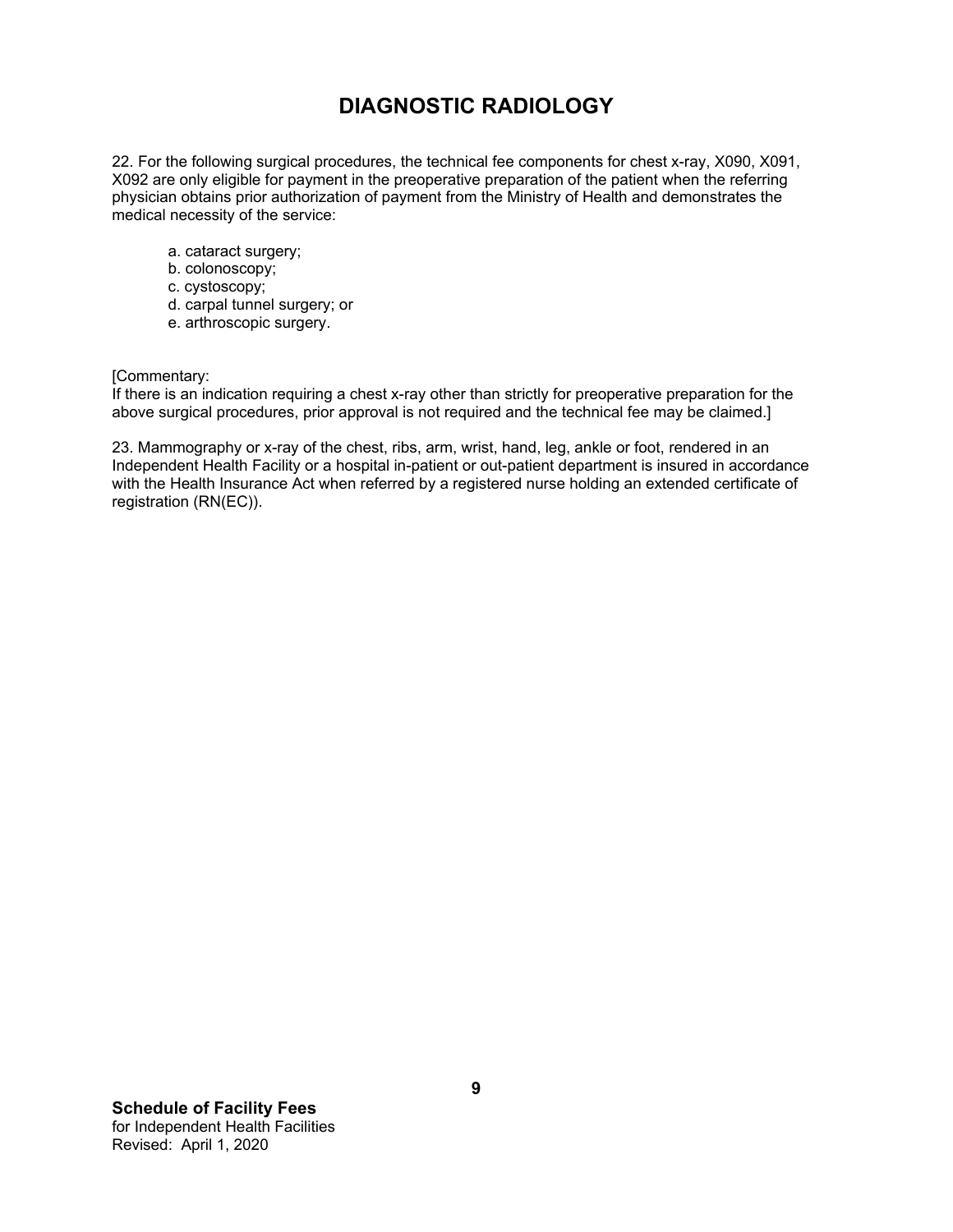# DIAGNOSTIC RADIOLOGY

22. For the following surgical procedures, the technical fee components for chest x-ray, X090, X091, X092 are only eligible for payment in the preoperative preparation of the patient when the referring physician obtains prior authorization of payment from the Ministry of Health and demonstrates the medical necessity of the service:

   a. cataract surgery;
   b. colonoscopy;
   c. cystoscopy;
   d. carpal tunnel surgery; or
   e. arthroscopic surgery.

[Commentary:
If there is an indication requiring a chest x-ray other than strictly for preoperative preparation for the above surgical procedures, prior approval is not required and the technical fee may be claimed.]

23. Mammography or x-ray of the chest, ribs, arm, wrist, hand, leg, ankle or foot, rendered in an Independent Health Facility or a hospital in-patient or out-patient department is insured in accordance with the Health Insurance Act when referred by a registered nurse holding an extended certificate of registration (RN(EC)).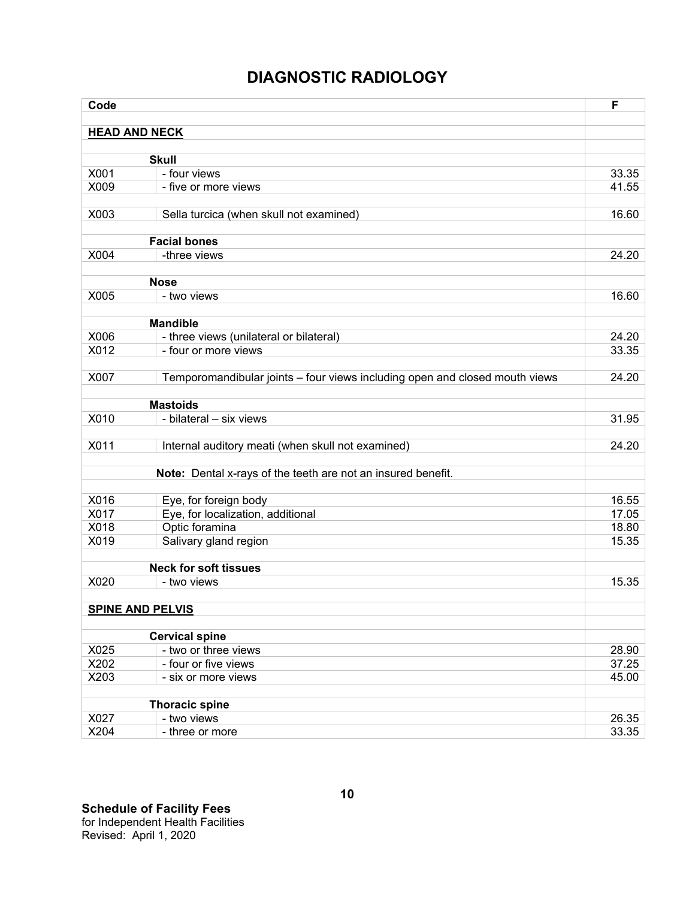# DIAGNOSTIC RADIOLOGY

| Code | | F |
|---|---|---|
| **HEAD AND NECK** | | |
| | **Skull** | |
| X001 | - four views | 33.35 |
| X009 | - five or more views | 41.55 |
| X003 | Sella turcica (when skull not examined) | 16.60 |
| | **Facial bones** | |
| X004 | -three views | 24.20 |
| | **Nose** | |
| X005 | - two views | 16.60 |
| | **Mandible** | |
| X006 | - three views (unilateral or bilateral) | 24.20 |
| X012 | - four or more views | 33.35 |
| X007 | Temporomandibular joints – four views including open and closed mouth views | 24.20 |
| | **Mastoids** | |
| X010 | - bilateral – six views | 31.95 |
| X011 | Internal auditory meati (when skull not examined) | 24.20 |
| | **Note:** Dental x-rays of the teeth are not an insured benefit. | |
| X016 | Eye, for foreign body | 16.55 |
| X017 | Eye, for localization, additional | 17.05 |
| X018 | Optic foramina | 18.80 |
| X019 | Salivary gland region | 15.35 |
| | **Neck for soft tissues** | |
| X020 | - two views | 15.35 |
| **SPINE AND PELVIS** | | |
| | **Cervical spine** | |
| X025 | - two or three views | 28.90 |
| X202 | - four or five views | 37.25 |
| X203 | - six or more views | 45.00 |
| | **Thoracic spine** | |
| X027 | - two views | 26.35 |
| X204 | - three or more | 33.35 |

**Schedule of Facility Fees**
for Independent Health Facilities
Revised: April 1, 2020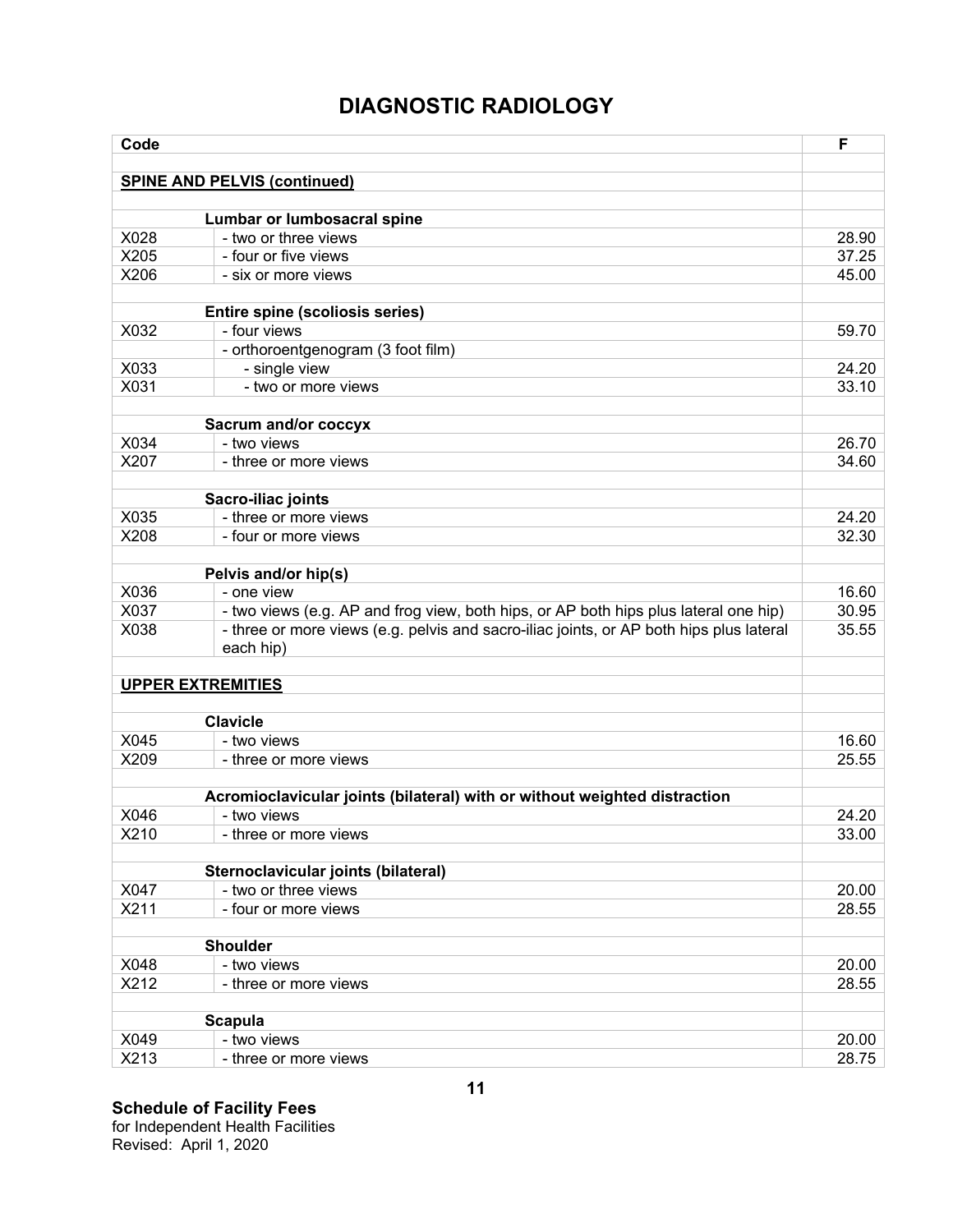# DIAGNOSTIC RADIOLOGY

| Code | | F |
|---|---|---|
| | | |
| **SPINE AND PELVIS (continued)** | | |
| | | |
| | **Lumbar or lumbosacral spine** | |
| X028 | - two or three views | 28.90 |
| X205 | - four or five views | 37.25 |
| X206 | - six or more views | 45.00 |
| | | |
| | **Entire spine (scoliosis series)** | |
| X032 | - four views | 59.70 |
| | - orthoroentgenogram (3 foot film) | |
| X033 | - single view | 24.20 |
| X031 | - two or more views | 33.10 |
| | | |
| | **Sacrum and/or coccyx** | |
| X034 | - two views | 26.70 |
| X207 | - three or more views | 34.60 |
| | | |
| | **Sacro-iliac joints** | |
| X035 | - three or more views | 24.20 |
| X208 | - four or more views | 32.30 |
| | | |
| | **Pelvis and/or hip(s)** | |
| X036 | - one view | 16.60 |
| X037 | - two views (e.g. AP and frog view, both hips, or AP both hips plus lateral one hip) | 30.95 |
| X038 | - three or more views (e.g. pelvis and sacro-iliac joints, or AP both hips plus lateral each hip) | 35.55 |
| | | |
| **UPPER EXTREMITIES** | | |
| | | |
| | **Clavicle** | |
| X045 | - two views | 16.60 |
| X209 | - three or more views | 25.55 |
| | | |
| | **Acromioclavicular joints (bilateral) with or without weighted distraction** | |
| X046 | - two views | 24.20 |
| X210 | - three or more views | 33.00 |
| | | |
| | **Sternoclavicular joints (bilateral)** | |
| X047 | - two or three views | 20.00 |
| X211 | - four or more views | 28.55 |
| | | |
| | **Shoulder** | |
| X048 | - two views | 20.00 |
| X212 | - three or more views | 28.55 |
| | | |
| | **Scapula** | |
| X049 | - two views | 20.00 |
| X213 | - three or more views | 28.75 |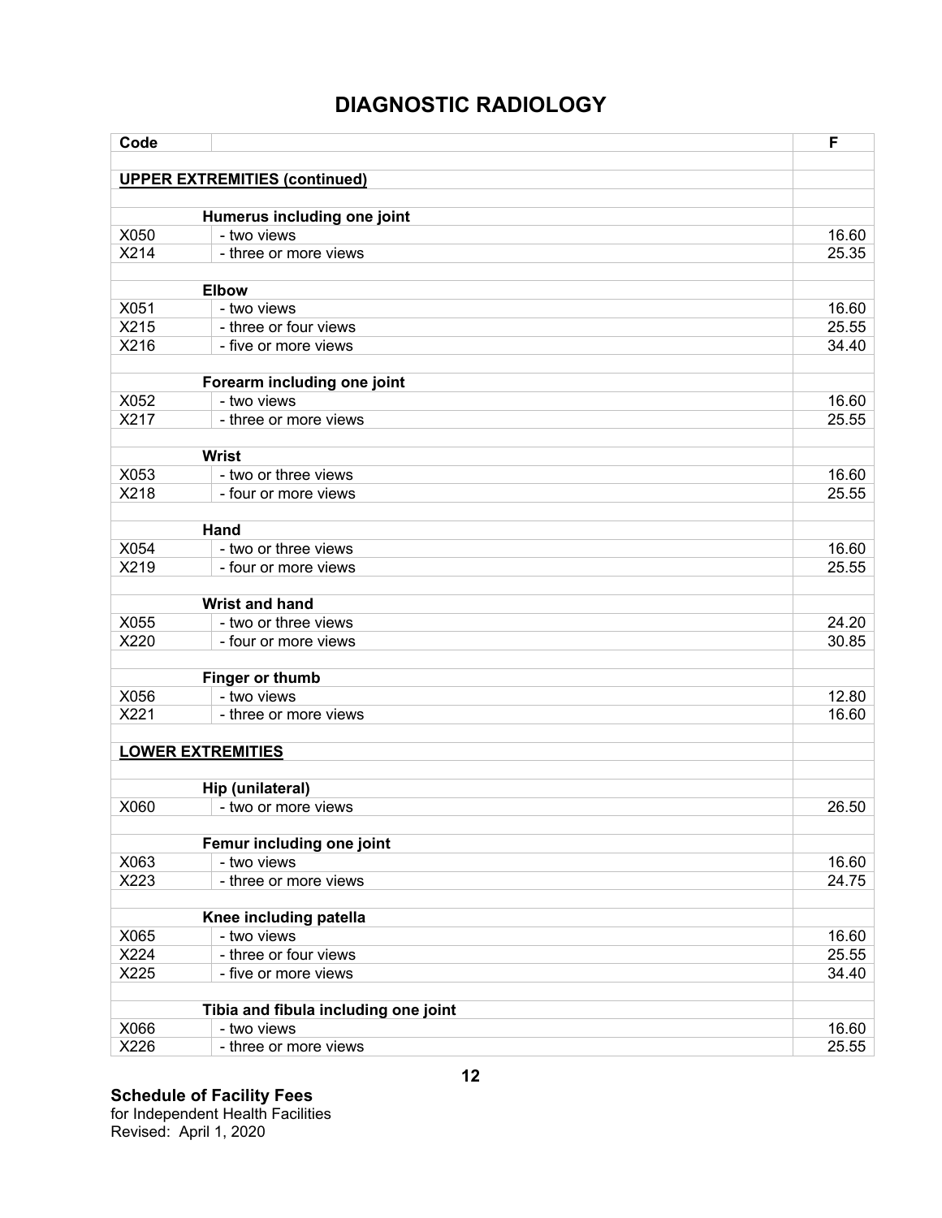# DIAGNOSTIC RADIOLOGY

| Code | | F |
|---|---|---|
| **UPPER EXTREMITIES (continued)** | | |
| | **Humerus including one joint** | |
| X050 | - two views | 16.60 |
| X214 | - three or more views | 25.35 |
| | **Elbow** | |
| X051 | - two views | 16.60 |
| X215 | - three or four views | 25.55 |
| X216 | - five or more views | 34.40 |
| | **Forearm including one joint** | |
| X052 | - two views | 16.60 |
| X217 | - three or more views | 25.55 |
| | **Wrist** | |
| X053 | - two or three views | 16.60 |
| X218 | - four or more views | 25.55 |
| | **Hand** | |
| X054 | - two or three views | 16.60 |
| X219 | - four or more views | 25.55 |
| | **Wrist and hand** | |
| X055 | - two or three views | 24.20 |
| X220 | - four or more views | 30.85 |
| | **Finger or thumb** | |
| X056 | - two views | 12.80 |
| X221 | - three or more views | 16.60 |
| **LOWER EXTREMITIES** | | |
| | **Hip (unilateral)** | |
| X060 | - two or more views | 26.50 |
| | **Femur including one joint** | |
| X063 | - two views | 16.60 |
| X223 | - three or more views | 24.75 |
| | **Knee including patella** | |
| X065 | - two views | 16.60 |
| X224 | - three or four views | 25.55 |
| X225 | - five or more views | 34.40 |
| | **Tibia and fibula including one joint** | |
| X066 | - two views | 16.60 |
| X226 | - three or more views | 25.55 |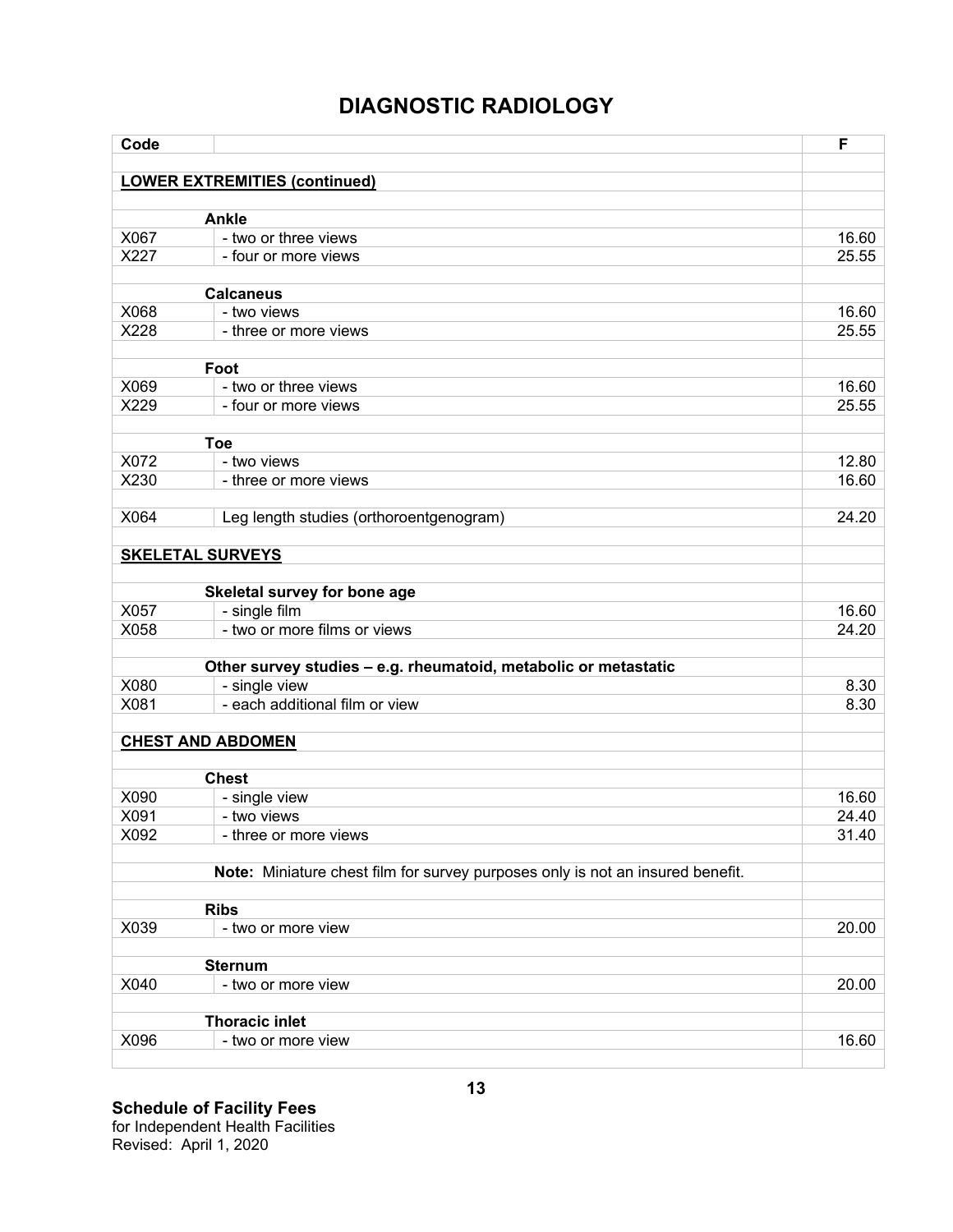# DIAGNOSTIC RADIOLOGY

| Code | | F |
|---|---|---|
| **LOWER EXTREMITIES (continued)** | | |
| | **Ankle** | |
| X067 | - two or three views | 16.60 |
| X227 | - four or more views | 25.55 |
| | **Calcaneus** | |
| X068 | - two views | 16.60 |
| X228 | - three or more views | 25.55 |
| | **Foot** | |
| X069 | - two or three views | 16.60 |
| X229 | - four or more views | 25.55 |
| | **Toe** | |
| X072 | - two views | 12.80 |
| X230 | - three or more views | 16.60 |
| X064 | Leg length studies (orthoroentgenogram) | 24.20 |
| **SKELETAL SURVEYS** | | |
| | **Skeletal survey for bone age** | |
| X057 | - single film | 16.60 |
| X058 | - two or more films or views | 24.20 |
| | **Other survey studies – e.g. rheumatoid, metabolic or metastatic** | |
| X080 | - single view | 8.30 |
| X081 | - each additional film or view | 8.30 |
| **CHEST AND ABDOMEN** | | |
| | **Chest** | |
| X090 | - single view | 16.60 |
| X091 | - two views | 24.40 |
| X092 | - three or more views | 31.40 |
| | **Note:** Miniature chest film for survey purposes only is not an insured benefit. | |
| | **Ribs** | |
| X039 | - two or more view | 20.00 |
| | **Sternum** | |
| X040 | - two or more view | 20.00 |
| | **Thoracic inlet** | |
| X096 | - two or more view | 16.60 |

**Schedule of Facility Fees**
for Independent Health Facilities
Revised: April 1, 2020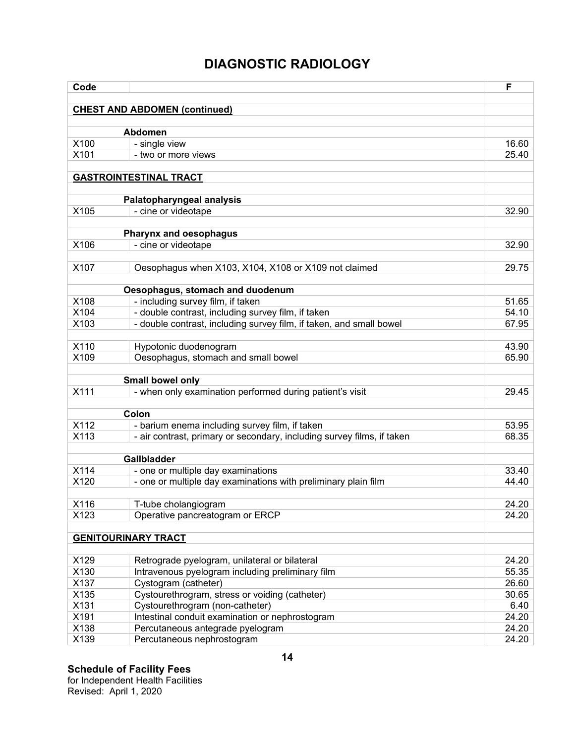# DIAGNOSTIC RADIOLOGY

| Code | | F |
|---|---|---|
| | | |
| **CHEST AND ABDOMEN (continued)** | | |
| | | |
| | **Abdomen** | |
| X100 | - single view | 16.60 |
| X101 | - two or more views | 25.40 |
| | | |
| **GASTROINTESTINAL TRACT** | | |
| | | |
| | **Palatopharyngeal analysis** | |
| X105 | - cine or videotape | 32.90 |
| | | |
| | **Pharynx and oesophagus** | |
| X106 | - cine or videotape | 32.90 |
| | | |
| X107 | Oesophagus when X103, X104, X108 or X109 not claimed | 29.75 |
| | | |
| | **Oesophagus, stomach and duodenum** | |
| X108 | - including survey film, if taken | 51.65 |
| X104 | - double contrast, including survey film, if taken | 54.10 |
| X103 | - double contrast, including survey film, if taken, and small bowel | 67.95 |
| | | |
| X110 | Hypotonic duodenogram | 43.90 |
| X109 | Oesophagus, stomach and small bowel | 65.90 |
| | | |
| | **Small bowel only** | |
| X111 | - when only examination performed during patient's visit | 29.45 |
| | | |
| | **Colon** | |
| X112 | - barium enema including survey film, if taken | 53.95 |
| X113 | - air contrast, primary or secondary, including survey films, if taken | 68.35 |
| | | |
| | **Gallbladder** | |
| X114 | - one or multiple day examinations | 33.40 |
| X120 | - one or multiple day examinations with preliminary plain film | 44.40 |
| | | |
| X116 | T-tube cholangiogram | 24.20 |
| X123 | Operative pancreatogram or ERCP | 24.20 |
| | | |
| **GENITOURINARY TRACT** | | |
| | | |
| X129 | Retrograde pyelogram, unilateral or bilateral | 24.20 |
| X130 | Intravenous pyelogram including preliminary film | 55.35 |
| X137 | Cystogram (catheter) | 26.60 |
| X135 | Cystourethrogram, stress or voiding (catheter) | 30.65 |
| X131 | Cystourethrogram (non-catheter) | 6.40 |
| X191 | Intestinal conduit examination or nephrostogram | 24.20 |
| X138 | Percutaneous antegrade pyelogram | 24.20 |
| X139 | Percutaneous nephrostogram | 24.20 |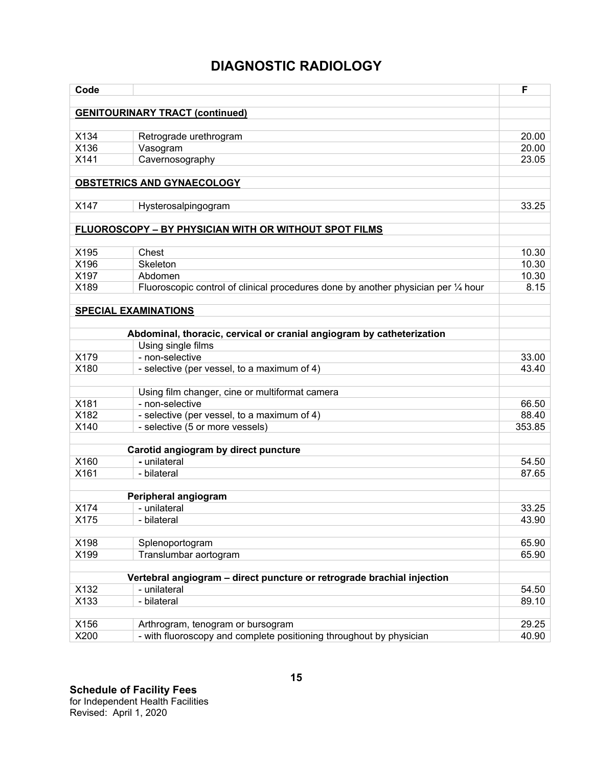# DIAGNOSTIC RADIOLOGY

| Code | | F |
|---|---|---|
| **GENITOURINARY TRACT (continued)** | | |
| X134 | Retrograde urethrogram | 20.00 |
| X136 | Vasogram | 20.00 |
| X141 | Cavernosography | 23.05 |
| **OBSTETRICS AND GYNAECOLOGY** | | |
| X147 | Hysterosalpingogram | 33.25 |
| **FLUOROSCOPY – BY PHYSICIAN WITH OR WITHOUT SPOT FILMS** | | |
| X195 | Chest | 10.30 |
| X196 | Skeleton | 10.30 |
| X197 | Abdomen | 10.30 |
| X189 | Fluoroscopic control of clinical procedures done by another physician per ¼ hour | 8.15 |
| **SPECIAL EXAMINATIONS** | | |
| | **Abdominal, thoracic, cervical or cranial angiogram by catheterization** | |
| | Using single films | |
| X179 | - non-selective | 33.00 |
| X180 | - selective (per vessel, to a maximum of 4) | 43.40 |
| | Using film changer, cine or multiformat camera | |
| X181 | - non-selective | 66.50 |
| X182 | - selective (per vessel, to a maximum of 4) | 88.40 |
| X140 | - selective (5 or more vessels) | 353.85 |
| | **Carotid angiogram by direct puncture** | |
| X160 | - unilateral | 54.50 |
| X161 | - bilateral | 87.65 |
| | **Peripheral angiogram** | |
| X174 | - unilateral | 33.25 |
| X175 | - bilateral | 43.90 |
| X198 | Splenoportogram | 65.90 |
| X199 | Translumbar aortogram | 65.90 |
| | **Vertebral angiogram – direct puncture or retrograde brachial injection** | |
| X132 | - unilateral | 54.50 |
| X133 | - bilateral | 89.10 |
| X156 | Arthrogram, tenogram or bursogram | 29.25 |
| X200 | - with fluoroscopy and complete positioning throughout by physician | 40.90 |

**Schedule of Facility Fees**
for Independent Health Facilities
Revised: April 1, 2020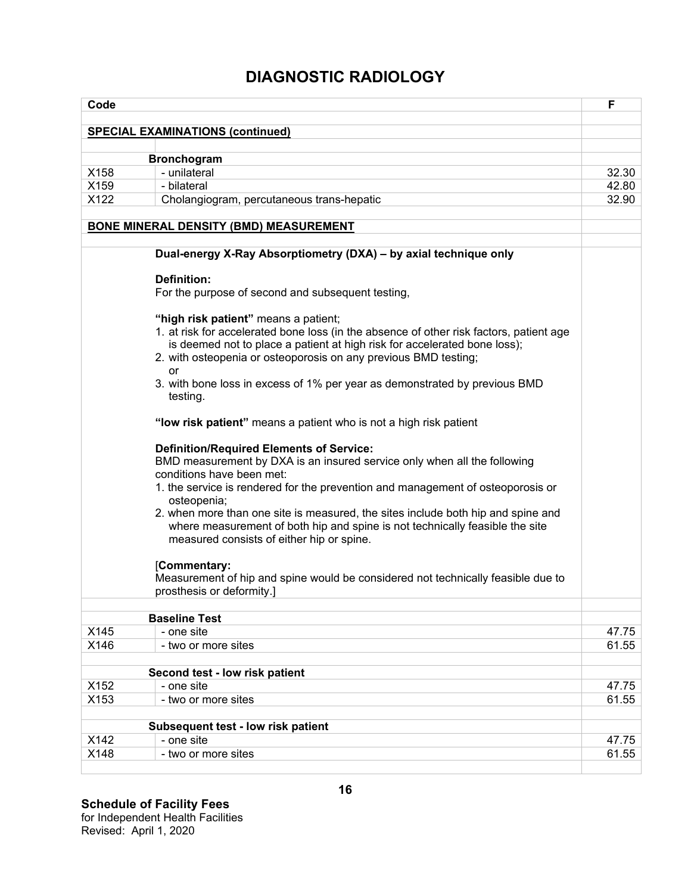# DIAGNOSTIC RADIOLOGY

| Code | | F |
|---|---|---|
| **SPECIAL EXAMINATIONS (continued)** | | |
| | **Bronchogram** | |
| X158 | - unilateral | 32.30 |
| X159 | - bilateral | 42.80 |
| X122 | Cholangiogram, percutaneous trans-hepatic | 32.90 |
| **BONE MINERAL DENSITY (BMD) MEASUREMENT** | | |

**Dual-energy X-Ray Absorptiometry (DXA) – by axial technique only**

**Definition:**
For the purpose of second and subsequent testing,

**"high risk patient"** means a patient;

1. at risk for accelerated bone loss (in the absence of other risk factors, patient age is deemed not to place a patient at high risk for accelerated bone loss);
2. with osteopenia or osteoporosis on any previous BMD testing; or
3. with bone loss in excess of 1% per year as demonstrated by previous BMD testing.

**"low risk patient"** means a patient who is not a high risk patient

**Definition/Required Elements of Service:**
BMD measurement by DXA is an insured service only when all the following conditions have been met:

1. the service is rendered for the prevention and management of osteoporosis or osteopenia;
2. when more than one site is measured, the sites include both hip and spine and where measurement of both hip and spine is not technically feasible the site measured consists of either hip or spine.

[**Commentary:**
Measurement of hip and spine would be considered not technically feasible due to prosthesis or deformity.]

| Code | | F |
|---|---|---|
| | **Baseline Test** | |
| X145 | - one site | 47.75 |
| X146 | - two or more sites | 61.55 |
| | **Second test - low risk patient** | |
| X152 | - one site | 47.75 |
| X153 | - two or more sites | 61.55 |
| | **Subsequent test - low risk patient** | |
| X142 | - one site | 47.75 |
| X148 | - two or more sites | 61.55 |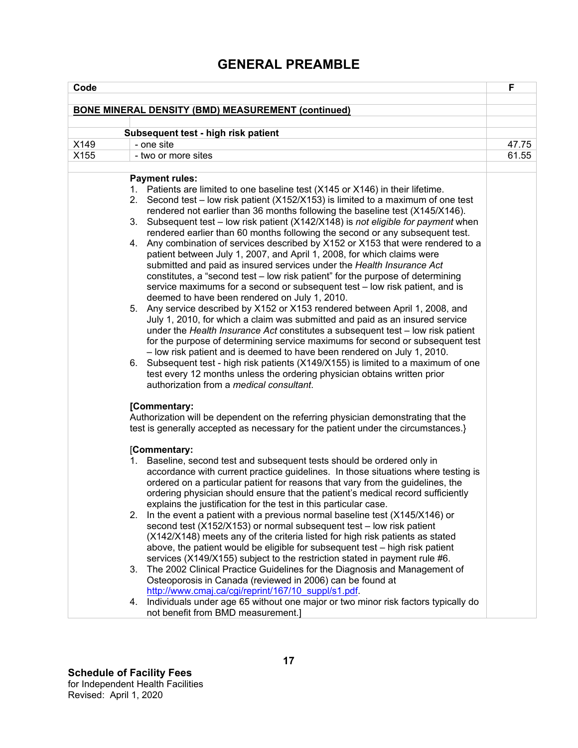# GENERAL PREAMBLE

| Code | | F |
|---|---|---|
| **BONE MINERAL DENSITY (BMD) MEASUREMENT (continued)** | | |
| | **Subsequent test - high risk patient** | |
| X149 | - one site | 47.75 |
| X155 | - two or more sites | 61.55 |

**Payment rules:**

1. Patients are limited to one baseline test (X145 or X146) in their lifetime.
2. Second test – low risk patient (X152/X153) is limited to a maximum of one test rendered not earlier than 36 months following the baseline test (X145/X146).
3. Subsequent test – low risk patient (X142/X148) is *not eligible for payment* when rendered earlier than 60 months following the second or any subsequent test.
4. Any combination of services described by X152 or X153 that were rendered to a patient between July 1, 2007, and April 1, 2008, for which claims were submitted and paid as insured services under the *Health Insurance Act* constitutes, a "second test – low risk patient" for the purpose of determining service maximums for a second or subsequent test – low risk patient, and is deemed to have been rendered on July 1, 2010.
5. Any service described by X152 or X153 rendered between April 1, 2008, and July 1, 2010, for which a claim was submitted and paid as an insured service under the *Health Insurance Act* constitutes a subsequent test – low risk patient for the purpose of determining service maximums for second or subsequent test – low risk patient and is deemed to have been rendered on July 1, 2010.
6. Subsequent test - high risk patients (X149/X155) is limited to a maximum of one test every 12 months unless the ordering physician obtains written prior authorization from a *medical consultant*.

**[Commentary:**

Authorization will be dependent on the referring physician demonstrating that the test is generally accepted as necessary for the patient under the circumstances.}

[**Commentary:**

1. Baseline, second test and subsequent tests should be ordered only in accordance with current practice guidelines. In those situations where testing is ordered on a particular patient for reasons that vary from the guidelines, the ordering physician should ensure that the patient's medical record sufficiently explains the justification for the test in this particular case.
2. In the event a patient with a previous normal baseline test (X145/X146) or second test (X152/X153) or normal subsequent test – low risk patient (X142/X148) meets any of the criteria listed for high risk patients as stated above, the patient would be eligible for subsequent test – high risk patient services (X149/X155) subject to the restriction stated in payment rule #6.
3. The 2002 Clinical Practice Guidelines for the Diagnosis and Management of Osteoporosis in Canada (reviewed in 2006) can be found at http://www.cmaj.ca/cgi/reprint/167/10_suppl/s1.pdf.
4. Individuals under age 65 without one major or two minor risk factors typically do not benefit from BMD measurement.]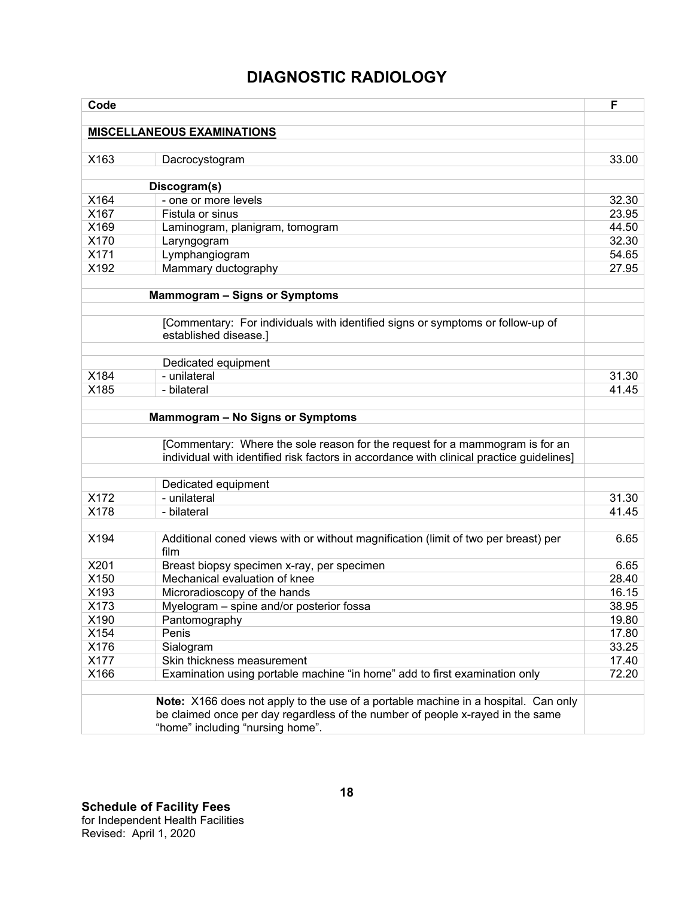# DIAGNOSTIC RADIOLOGY

| Code | | F |
|---|---|---|
| **MISCELLANEOUS EXAMINATIONS** | | |
| X163 | Dacrocystogram | 33.00 |
| | **Discogram(s)** | |
| X164 | - one or more levels | 32.30 |
| X167 | Fistula or sinus | 23.95 |
| X169 | Laminogram, planigram, tomogram | 44.50 |
| X170 | Laryngogram | 32.30 |
| X171 | Lymphangiogram | 54.65 |
| X192 | Mammary ductography | 27.95 |
| | **Mammogram – Signs or Symptoms** | |
| | [Commentary: For individuals with identified signs or symptoms or follow-up of established disease.] | |
| | Dedicated equipment | |
| X184 | - unilateral | 31.30 |
| X185 | - bilateral | 41.45 |
| | **Mammogram – No Signs or Symptoms** | |
| | [Commentary: Where the sole reason for the request for a mammogram is for an individual with identified risk factors in accordance with clinical practice guidelines] | |
| | Dedicated equipment | |
| X172 | - unilateral | 31.30 |
| X178 | - bilateral | 41.45 |
| X194 | Additional coned views with or without magnification (limit of two per breast) per film | 6.65 |
| X201 | Breast biopsy specimen x-ray, per specimen | 6.65 |
| X150 | Mechanical evaluation of knee | 28.40 |
| X193 | Microradioscopy of the hands | 16.15 |
| X173 | Myelogram – spine and/or posterior fossa | 38.95 |
| X190 | Pantomography | 19.80 |
| X154 | Penis | 17.80 |
| X176 | Sialogram | 33.25 |
| X177 | Skin thickness measurement | 17.40 |
| X166 | Examination using portable machine "in home" add to first examination only | 72.20 |
| | **Note:** X166 does not apply to the use of a portable machine in a hospital. Can only be claimed once per day regardless of the number of people x-rayed in the same "home" including "nursing home". | |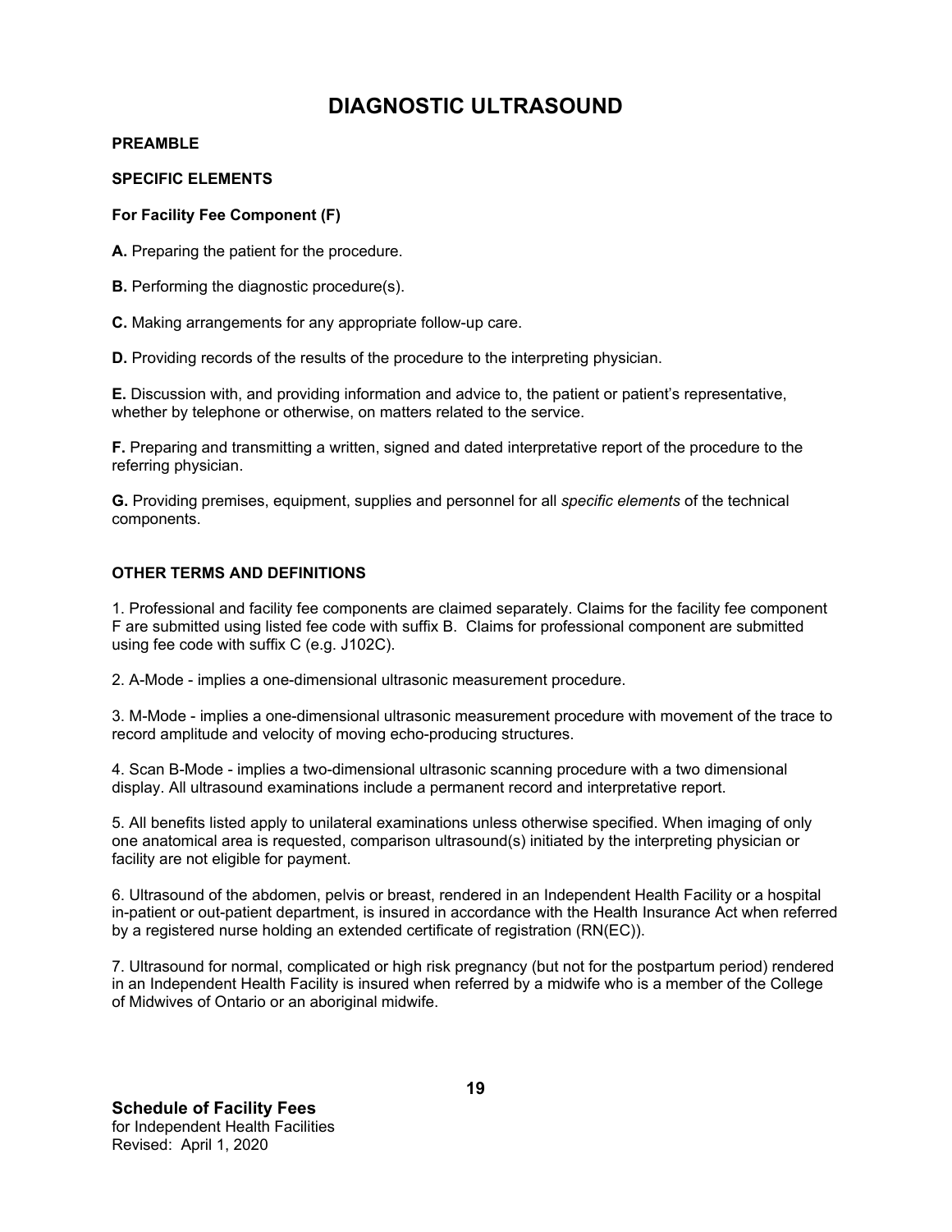# DIAGNOSTIC ULTRASOUND

**PREAMBLE**

**SPECIFIC ELEMENTS**

**For Facility Fee Component (F)**

**A.** Preparing the patient for the procedure.

**B.** Performing the diagnostic procedure(s).

**C.** Making arrangements for any appropriate follow-up care.

**D.** Providing records of the results of the procedure to the interpreting physician.

**E.** Discussion with, and providing information and advice to, the patient or patient's representative, whether by telephone or otherwise, on matters related to the service.

**F.** Preparing and transmitting a written, signed and dated interpretative report of the procedure to the referring physician.

**G.** Providing premises, equipment, supplies and personnel for all *specific elements* of the technical components.

**OTHER TERMS AND DEFINITIONS**

1. Professional and facility fee components are claimed separately. Claims for the facility fee component F are submitted using listed fee code with suffix B. Claims for professional component are submitted using fee code with suffix C (e.g. J102C).

2. A-Mode - implies a one-dimensional ultrasonic measurement procedure.

3. M-Mode - implies a one-dimensional ultrasonic measurement procedure with movement of the trace to record amplitude and velocity of moving echo-producing structures.

4. Scan B-Mode - implies a two-dimensional ultrasonic scanning procedure with a two dimensional display. All ultrasound examinations include a permanent record and interpretative report.

5. All benefits listed apply to unilateral examinations unless otherwise specified. When imaging of only one anatomical area is requested, comparison ultrasound(s) initiated by the interpreting physician or facility are not eligible for payment.

6. Ultrasound of the abdomen, pelvis or breast, rendered in an Independent Health Facility or a hospital in-patient or out-patient department, is insured in accordance with the Health Insurance Act when referred by a registered nurse holding an extended certificate of registration (RN(EC)).

7. Ultrasound for normal, complicated or high risk pregnancy (but not for the postpartum period) rendered in an Independent Health Facility is insured when referred by a midwife who is a member of the College of Midwives of Ontario or an aboriginal midwife.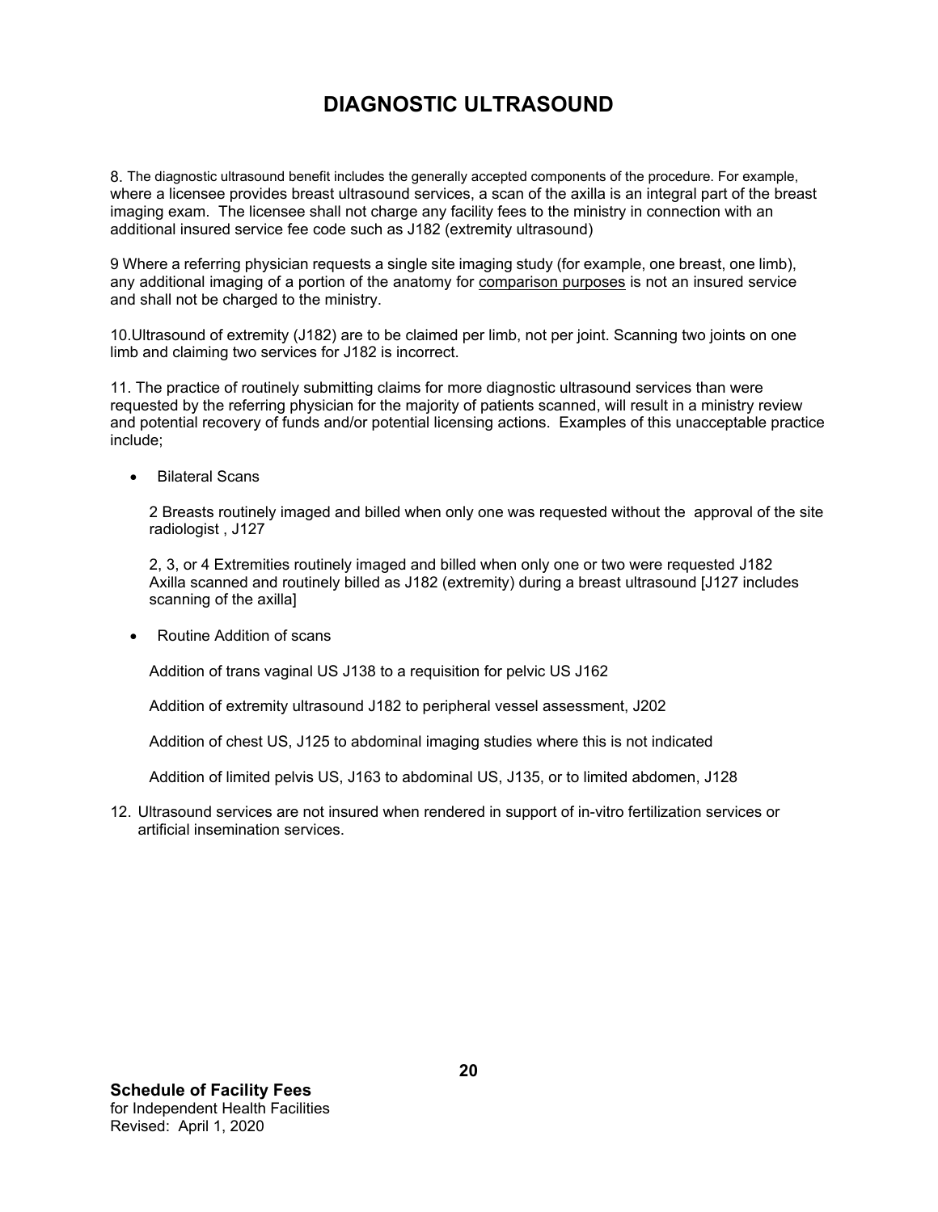# DIAGNOSTIC ULTRASOUND

8. The diagnostic ultrasound benefit includes the generally accepted components of the procedure. For example, where a licensee provides breast ultrasound services, a scan of the axilla is an integral part of the breast imaging exam. The licensee shall not charge any facility fees to the ministry in connection with an additional insured service fee code such as J182 (extremity ultrasound)

9 Where a referring physician requests a single site imaging study (for example, one breast, one limb), any additional imaging of a portion of the anatomy for <u>comparison purposes</u> is not an insured service and shall not be charged to the ministry.

10.Ultrasound of extremity (J182) are to be claimed per limb, not per joint. Scanning two joints on one limb and claiming two services for J182 is incorrect.

11. The practice of routinely submitting claims for more diagnostic ultrasound services than were requested by the referring physician for the majority of patients scanned, will result in a ministry review and potential recovery of funds and/or potential licensing actions. Examples of this unacceptable practice include;

- Bilateral Scans

  2 Breasts routinely imaged and billed when only one was requested without the approval of the site radiologist , J127

  2, 3, or 4 Extremities routinely imaged and billed when only one or two were requested J182
  Axilla scanned and routinely billed as J182 (extremity) during a breast ultrasound [J127 includes scanning of the axilla]

- Routine Addition of scans

  Addition of trans vaginal US J138 to a requisition for pelvic US J162

  Addition of extremity ultrasound J182 to peripheral vessel assessment, J202

  Addition of chest US, J125 to abdominal imaging studies where this is not indicated

  Addition of limited pelvis US, J163 to abdominal US, J135, or to limited abdomen, J128

12. Ultrasound services are not insured when rendered in support of in-vitro fertilization services or artificial insemination services.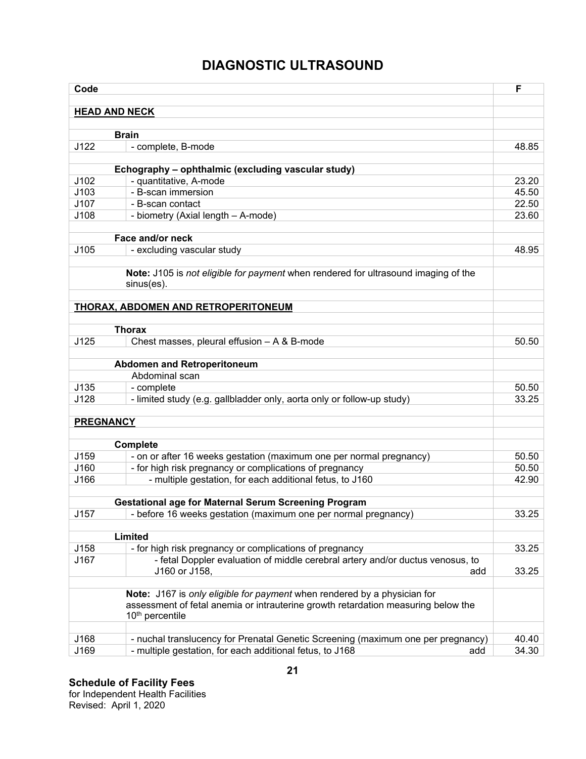# DIAGNOSTIC ULTRASOUND

| Code | | F |
|---|---|---|
| **HEAD AND NECK** | | |
| | **Brain** | |
| J122 | - complete, B-mode | 48.85 |
| | **Echography – ophthalmic (excluding vascular study)** | |
| J102 | - quantitative, A-mode | 23.20 |
| J103 | - B-scan immersion | 45.50 |
| J107 | - B-scan contact | 22.50 |
| J108 | - biometry (Axial length – A-mode) | 23.60 |
| | **Face and/or neck** | |
| J105 | - excluding vascular study | 48.95 |
| | **Note:** J105 is *not eligible for payment* when rendered for ultrasound imaging of the sinus(es). | |
| **THORAX, ABDOMEN AND RETROPERITONEUM** | | |
| | **Thorax** | |
| J125 | Chest masses, pleural effusion – A & B-mode | 50.50 |
| | **Abdomen and Retroperitoneum** | |
| | Abdominal scan | |
| J135 | - complete | 50.50 |
| J128 | - limited study (e.g. gallbladder only, aorta only or follow-up study) | 33.25 |
| **PREGNANCY** | | |
| | **Complete** | |
| J159 | - on or after 16 weeks gestation (maximum one per normal pregnancy) | 50.50 |
| J160 | - for high risk pregnancy or complications of pregnancy | 50.50 |
| J166 | - multiple gestation, for each additional fetus, to J160 | 42.90 |
| | **Gestational age for Maternal Serum Screening Program** | |
| J157 | - before 16 weeks gestation (maximum one per normal pregnancy) | 33.25 |
| | **Limited** | |
| J158 | - for high risk pregnancy or complications of pregnancy | 33.25 |
| J167 | - fetal Doppler evaluation of middle cerebral artery and/or ductus venosus, to J160 or J158, add | 33.25 |
| | **Note:** J167 is *only eligible for payment* when rendered by a physician for assessment of fetal anemia or intrauterine growth retardation measuring below the 10th percentile | |
| J168 | - nuchal translucency for Prenatal Genetic Screening (maximum one per pregnancy) | 40.40 |
| J169 | - multiple gestation, for each additional fetus, to J168 add | 34.30 |

**Schedule of Facility Fees**
for Independent Health Facilities
Revised: April 1, 2020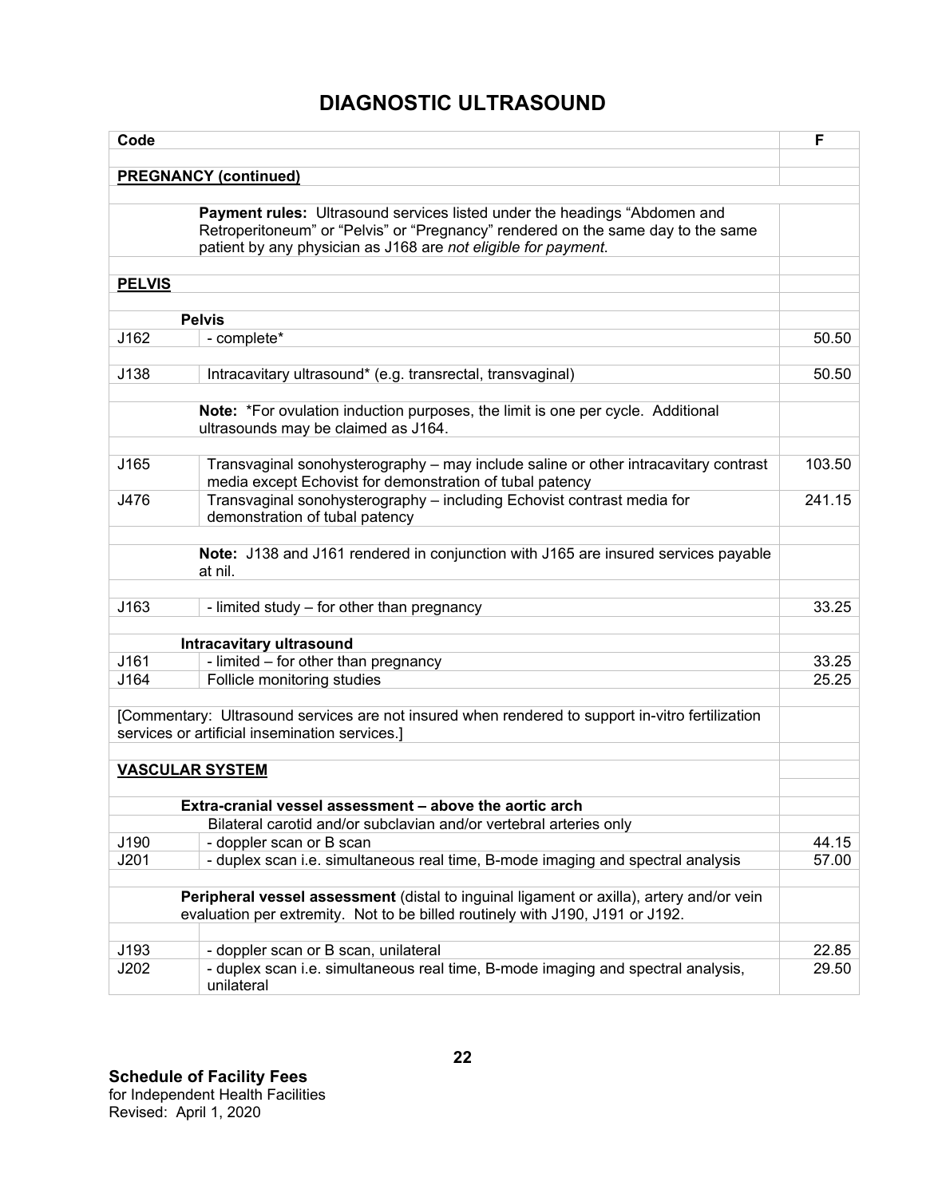# DIAGNOSTIC ULTRASOUND

| Code | | F |
|---|---|---|
| **PREGNANCY (continued)** | | |
| | **Payment rules:** Ultrasound services listed under the headings “Abdomen and Retroperitoneum” or “Pelvis” or “Pregnancy” rendered on the same day to the same patient by any physician as J168 are *not eligible for payment*. | |
| **PELVIS** | | |
| | **Pelvis** | |
| J162 | - complete* | 50.50 |
| J138 | Intracavitary ultrasound* (e.g. transrectal, transvaginal) | 50.50 |
| | **Note:** *For ovulation induction purposes, the limit is one per cycle. Additional ultrasounds may be claimed as J164. | |
| J165 | Transvaginal sonohysterography – may include saline or other intracavitary contrast media except Echovist for demonstration of tubal patency | 103.50 |
| J476 | Transvaginal sonohysterography – including Echovist contrast media for demonstration of tubal patency | 241.15 |
| | **Note:** J138 and J161 rendered in conjunction with J165 are insured services payable at nil. | |
| J163 | - limited study – for other than pregnancy | 33.25 |
| | **Intracavitary ultrasound** | |
| J161 | - limited – for other than pregnancy | 33.25 |
| J164 | Follicle monitoring studies | 25.25 |
| [Commentary: Ultrasound services are not insured when rendered to support in-vitro fertilization services or artificial insemination services.] | | |
| **VASCULAR SYSTEM** | | |
| | **Extra-cranial vessel assessment – above the aortic arch** | |
| | Bilateral carotid and/or subclavian and/or vertebral arteries only | |
| J190 | - doppler scan or B scan | 44.15 |
| J201 | - duplex scan i.e. simultaneous real time, B-mode imaging and spectral analysis | 57.00 |
| | **Peripheral vessel assessment** (distal to inguinal ligament or axilla), artery and/or vein evaluation per extremity. Not to be billed routinely with J190, J191 or J192. | |
| J193 | - doppler scan or B scan, unilateral | 22.85 |
| J202 | - duplex scan i.e. simultaneous real time, B-mode imaging and spectral analysis, unilateral | 29.50 |

**Schedule of Facility Fees**
for Independent Health Facilities
Revised: April 1, 2020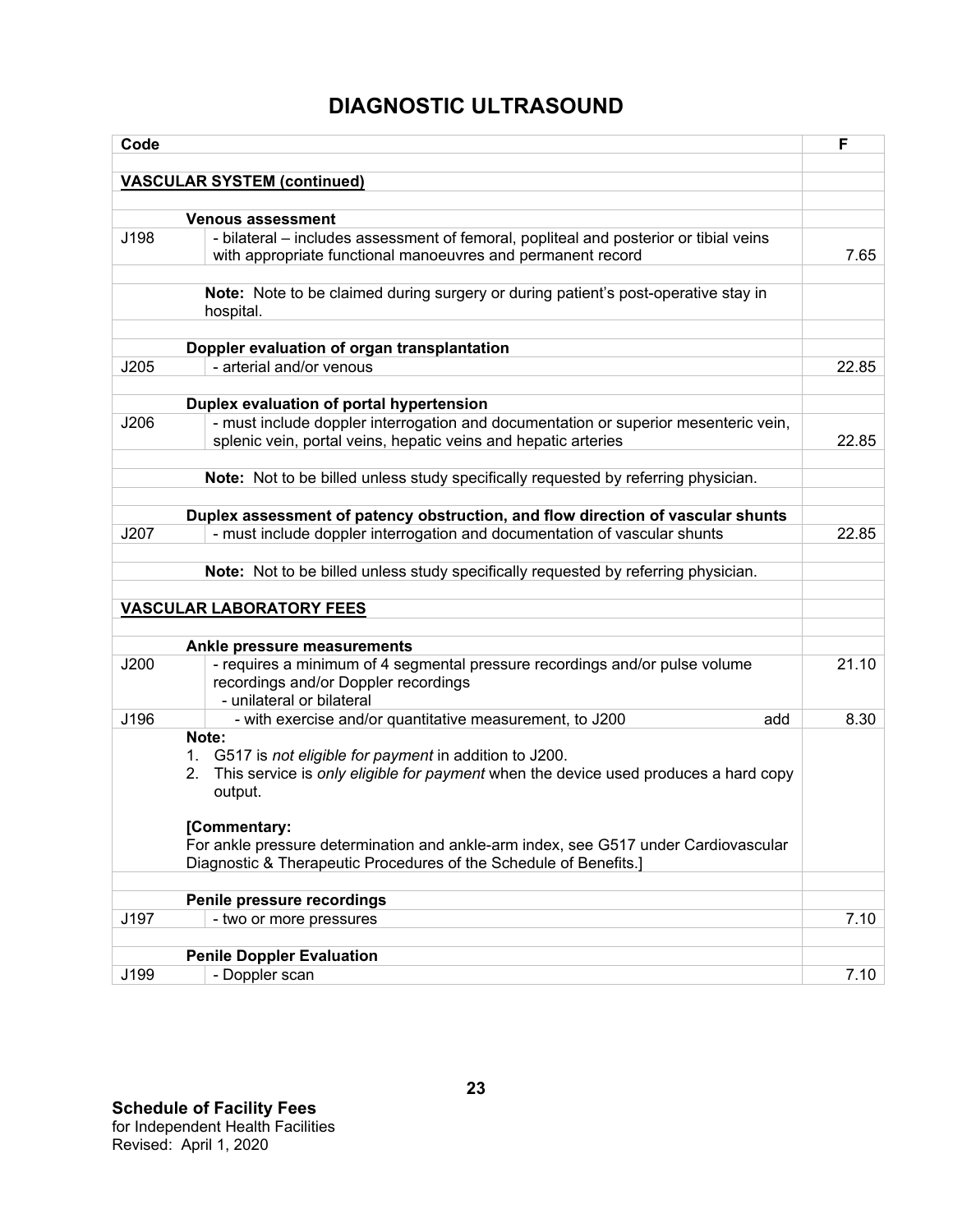# DIAGNOSTIC ULTRASOUND

| Code | | F |
|---|---|---|
| **VASCULAR SYSTEM (continued)** | | |
| | **Venous assessment** | |
| J198 | - bilateral – includes assessment of femoral, popliteal and posterior or tibial veins with appropriate functional manoeuvres and permanent record | 7.65 |
| | **Note:** Note to be claimed during surgery or during patient's post-operative stay in hospital. | |
| | **Doppler evaluation of organ transplantation** | |
| J205 | - arterial and/or venous | 22.85 |
| | **Duplex evaluation of portal hypertension** | |
| J206 | - must include doppler interrogation and documentation or superior mesenteric vein, splenic vein, portal veins, hepatic veins and hepatic arteries | 22.85 |
| | **Note:** Not to be billed unless study specifically requested by referring physician. | |
| | **Duplex assessment of patency obstruction, and flow direction of vascular shunts** | |
| J207 | - must include doppler interrogation and documentation of vascular shunts | 22.85 |
| | **Note:** Not to be billed unless study specifically requested by referring physician. | |
| **VASCULAR LABORATORY FEES** | | |
| | **Ankle pressure measurements** | |
| J200 | - requires a minimum of 4 segmental pressure recordings and/or pulse volume recordings and/or Doppler recordings - unilateral or bilateral | 21.10 |
| J196 | - with exercise and/or quantitative measurement, to J200 add | 8.30 |
| | **Note:** 1. G517 is *not eligible for payment* in addition to J200. 2. This service is *only eligible for payment* when the device used produces a hard copy output. **[Commentary:** For ankle pressure determination and ankle-arm index, see G517 under Cardiovascular Diagnostic & Therapeutic Procedures of the Schedule of Benefits.] | |
| | **Penile pressure recordings** | |
| J197 | - two or more pressures | 7.10 |
| | **Penile Doppler Evaluation** | |
| J199 | - Doppler scan | 7.10 |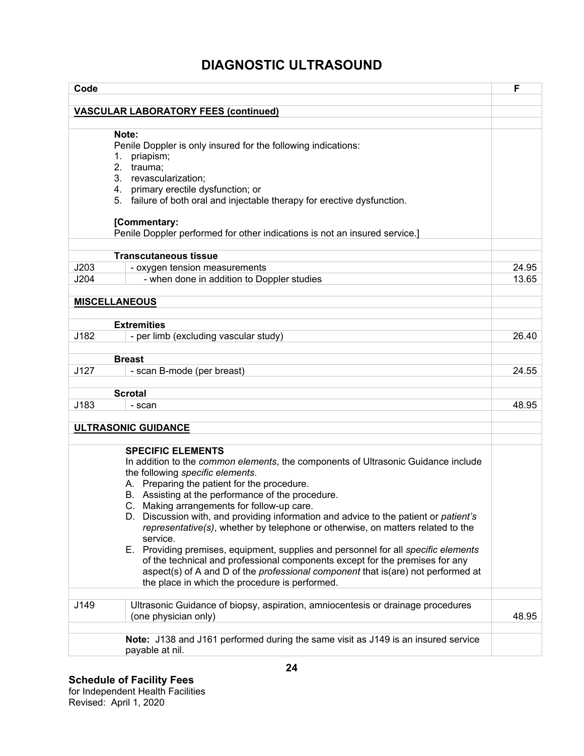# DIAGNOSTIC ULTRASOUND

| Code | | F |
|---|---|---|
| **VASCULAR LABORATORY FEES (continued)** | | |
| | **Note:**<br>Penile Doppler is only insured for the following indications:<br>1. priapism;<br>2. trauma;<br>3. revascularization;<br>4. primary erectile dysfunction; or<br>5. failure of both oral and injectable therapy for erective dysfunction.<br><br>**[Commentary:**<br>Penile Doppler performed for other indications is not an insured service.] | |
| | **Transcutaneous tissue** | |
| J203 | - oxygen tension measurements | 24.95 |
| J204 | - when done in addition to Doppler studies | 13.65 |
| **MISCELLANEOUS** | | |
| | **Extremities** | |
| J182 | - per limb (excluding vascular study) | 26.40 |
| | **Breast** | |
| J127 | - scan B-mode (per breast) | 24.55 |
| | **Scrotal** | |
| J183 | - scan | 48.95 |
| **ULTRASONIC GUIDANCE** | | |
| | **SPECIFIC ELEMENTS**<br>In addition to the *common elements*, the components of Ultrasonic Guidance include the following *specific elements*.<br>A. Preparing the patient for the procedure.<br>B. Assisting at the performance of the procedure.<br>C. Making arrangements for follow-up care.<br>D. Discussion with, and providing information and advice to the patient or *patient's representative(s)*, whether by telephone or otherwise, on matters related to the service.<br>E. Providing premises, equipment, supplies and personnel for all *specific elements* of the technical and professional components except for the premises for any aspect(s) of A and D of the *professional component* that is(are) not performed at the place in which the procedure is performed. | |
| J149 | Ultrasonic Guidance of biopsy, aspiration, amniocentesis or drainage procedures (one physician only) | 48.95 |
| | **Note:** J138 and J161 performed during the same visit as J149 is an insured service payable at nil. | |

**Schedule of Facility Fees**
for Independent Health Facilities
Revised: April 1, 2020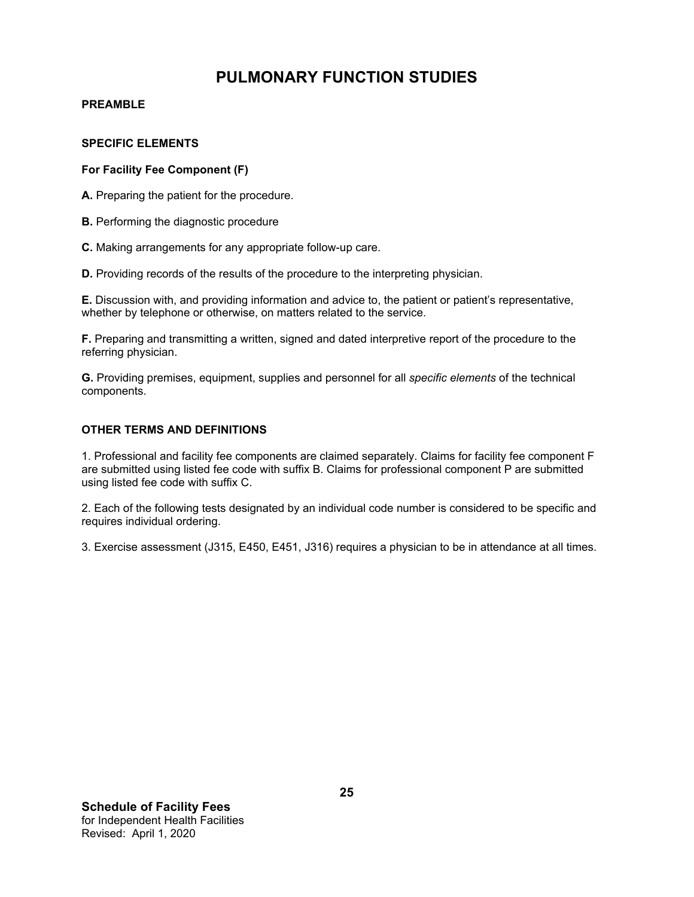# PULMONARY FUNCTION STUDIES

**PREAMBLE**

**SPECIFIC ELEMENTS**

**For Facility Fee Component (F)**

**A.** Preparing the patient for the procedure.

**B.** Performing the diagnostic procedure

**C.** Making arrangements for any appropriate follow-up care.

**D.** Providing records of the results of the procedure to the interpreting physician.

**E.** Discussion with, and providing information and advice to, the patient or patient's representative, whether by telephone or otherwise, on matters related to the service.

**F.** Preparing and transmitting a written, signed and dated interpretive report of the procedure to the referring physician.

**G.** Providing premises, equipment, supplies and personnel for all *specific elements* of the technical components.

**OTHER TERMS AND DEFINITIONS**

1. Professional and facility fee components are claimed separately. Claims for facility fee component F are submitted using listed fee code with suffix B. Claims for professional component P are submitted using listed fee code with suffix C.

2. Each of the following tests designated by an individual code number is considered to be specific and requires individual ordering.

3. Exercise assessment (J315, E450, E451, J316) requires a physician to be in attendance at all times.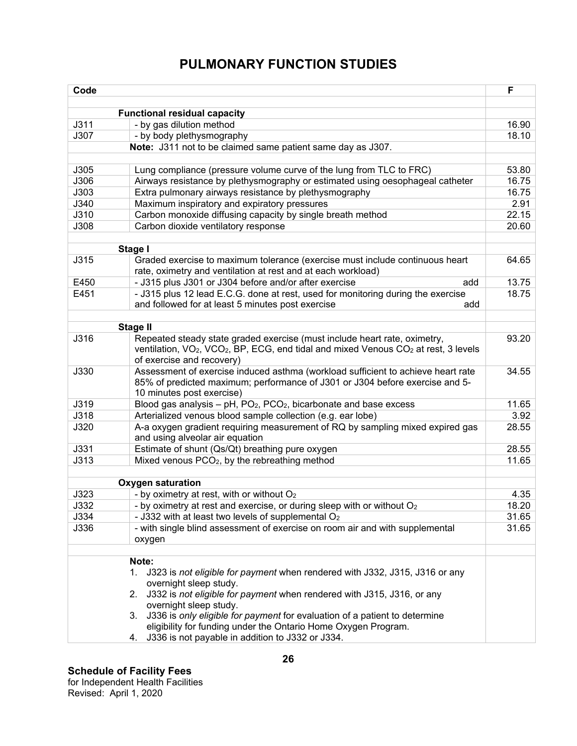# PULMONARY FUNCTION STUDIES

| Code | | F |
|---|---|---|
| | | |
| | **Functional residual capacity** | |
| J311 | - by gas dilution method | 16.90 |
| J307 | - by body plethysmography | 18.10 |
| | **Note:** J311 not to be claimed same patient same day as J307. | |
| | | |
| J305 | Lung compliance (pressure volume curve of the lung from TLC to FRC) | 53.80 |
| J306 | Airways resistance by plethysmography or estimated using oesophageal catheter | 16.75 |
| J303 | Extra pulmonary airways resistance by plethysmography | 16.75 |
| J340 | Maximum inspiratory and expiratory pressures | 2.91 |
| J310 | Carbon monoxide diffusing capacity by single breath method | 22.15 |
| J308 | Carbon dioxide ventilatory response | 20.60 |
| | | |
| | **Stage I** | |
| J315 | Graded exercise to maximum tolerance (exercise must include continuous heart rate, oximetry and ventilation at rest and at each workload) | 64.65 |
| E450 | - J315 plus J301 or J304 before and/or after exercise add | 13.75 |
| E451 | - J315 plus 12 lead E.C.G. done at rest, used for monitoring during the exercise and followed for at least 5 minutes post exercise add | 18.75 |
| | | |
| | **Stage II** | |
| J316 | Repeated steady state graded exercise (must include heart rate, oximetry, ventilation, $VO_2$, $VCO_2$, BP, ECG, end tidal and mixed Venous $CO_2$ at rest, 3 levels of exercise and recovery) | 93.20 |
| J330 | Assessment of exercise induced asthma (workload sufficient to achieve heart rate 85% of predicted maximum; performance of J301 or J304 before exercise and 5-10 minutes post exercise) | 34.55 |
| J319 | Blood gas analysis – pH, $PO_2$, $PCO_2$, bicarbonate and base excess | 11.65 |
| J318 | Arterialized venous blood sample collection (e.g. ear lobe) | 3.92 |
| J320 | A-a oxygen gradient requiring measurement of RQ by sampling mixed expired gas and using alveolar air equation | 28.55 |
| J331 | Estimate of shunt (Qs/Qt) breathing pure oxygen | 28.55 |
| J313 | Mixed venous $PCO_2$, by the rebreathing method | 11.65 |
| | | |
| | **Oxygen saturation** | |
| J323 | - by oximetry at rest, with or without $O_2$ | 4.35 |
| J332 | - by oximetry at rest and exercise, or during sleep with or without $O_2$ | 18.20 |
| J334 | - J332 with at least two levels of supplemental $O_2$ | 31.65 |
| J336 | - with single blind assessment of exercise on room air and with supplemental oxygen | 31.65 |
| | | |
| | **Note:**<br>1. J323 is *not eligible for payment* when rendered with J332, J315, J316 or any overnight sleep study.<br>2. J332 is *not eligible for payment* when rendered with J315, J316, or any overnight sleep study.<br>3. J336 is *only eligible for payment* for evaluation of a patient to determine eligibility for funding under the Ontario Home Oxygen Program.<br>4. J336 is not payable in addition to J332 or J334. | |

**Schedule of Facility Fees**
for Independent Health Facilities
Revised: April 1, 2020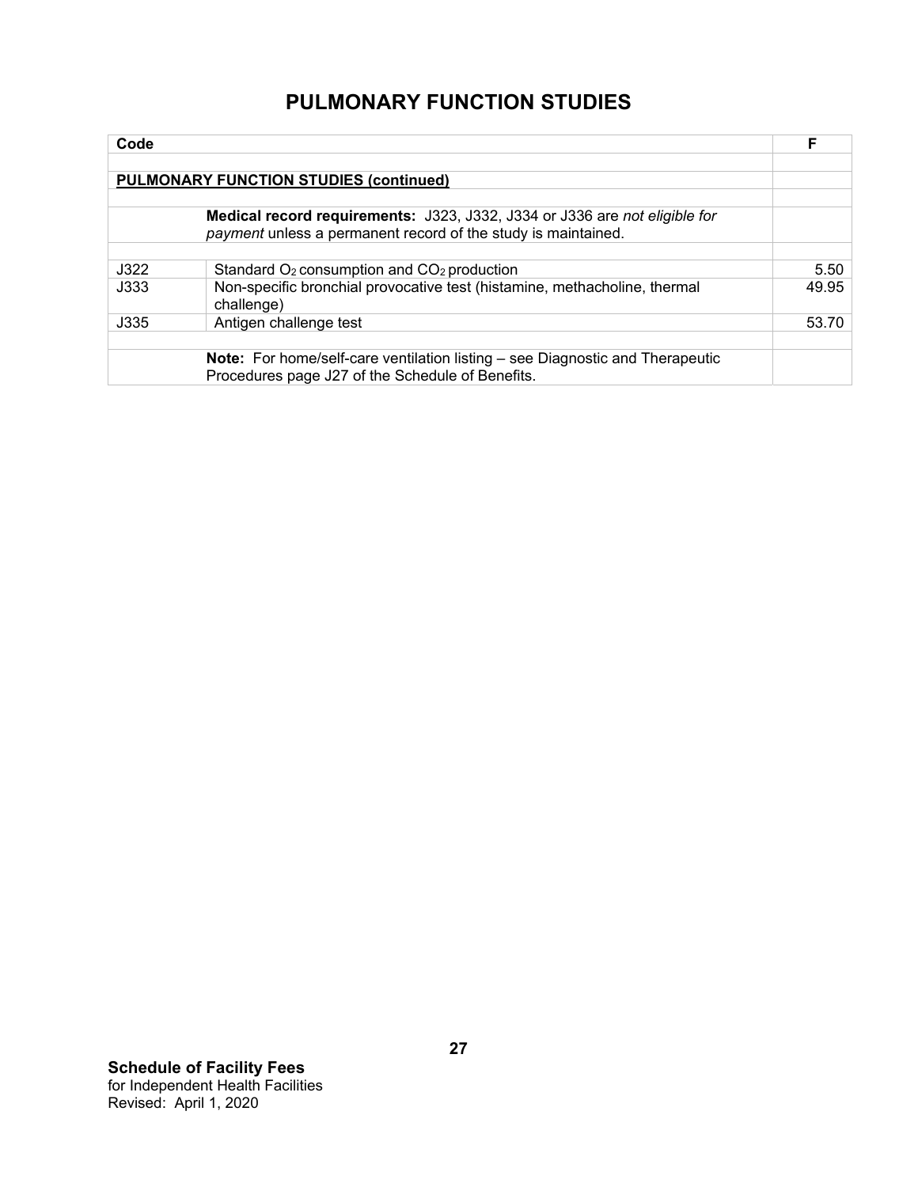# PULMONARY FUNCTION STUDIES

| Code | | F |
|---|---|---|
| | | |
| **PULMONARY FUNCTION STUDIES (continued)** | | |
| | | |
| | **Medical record requirements:** J323, J332, J334 or J336 are *not eligible for payment* unless a permanent record of the study is maintained. | |
| | | |
| J322 | Standard $O_2$ consumption and $CO_2$ production | 5.50 |
| J333 | Non-specific bronchial provocative test (histamine, methacholine, thermal challenge) | 49.95 |
| J335 | Antigen challenge test | 53.70 |
| | | |
| | **Note:** For home/self-care ventilation listing – see Diagnostic and Therapeutic Procedures page J27 of the Schedule of Benefits. | |

**Schedule of Facility Fees**
for Independent Health Facilities
Revised: April 1, 2020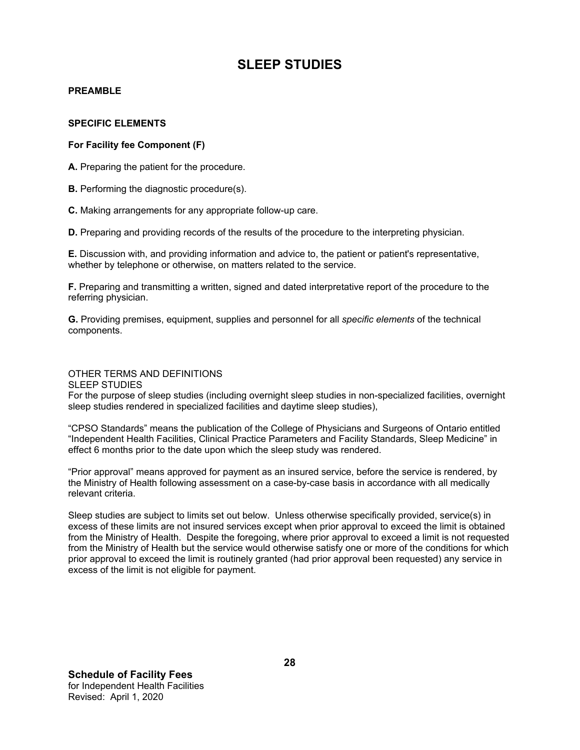# SLEEP STUDIES

**PREAMBLE**

**SPECIFIC ELEMENTS**

**For Facility fee Component (F)**

**A.** Preparing the patient for the procedure.

**B.** Performing the diagnostic procedure(s).

**C.** Making arrangements for any appropriate follow-up care.

**D.** Preparing and providing records of the results of the procedure to the interpreting physician.

**E.** Discussion with, and providing information and advice to, the patient or patient's representative, whether by telephone or otherwise, on matters related to the service.

**F.** Preparing and transmitting a written, signed and dated interpretative report of the procedure to the referring physician.

**G.** Providing premises, equipment, supplies and personnel for all *specific elements* of the technical components.

OTHER TERMS AND DEFINITIONS
SLEEP STUDIES
For the purpose of sleep studies (including overnight sleep studies in non-specialized facilities, overnight sleep studies rendered in specialized facilities and daytime sleep studies),

“CPSO Standards” means the publication of the College of Physicians and Surgeons of Ontario entitled “Independent Health Facilities, Clinical Practice Parameters and Facility Standards, Sleep Medicine” in effect 6 months prior to the date upon which the sleep study was rendered.

“Prior approval” means approved for payment as an insured service, before the service is rendered, by the Ministry of Health following assessment on a case-by-case basis in accordance with all medically relevant criteria.

Sleep studies are subject to limits set out below. Unless otherwise specifically provided, service(s) in excess of these limits are not insured services except when prior approval to exceed the limit is obtained from the Ministry of Health. Despite the foregoing, where prior approval to exceed a limit is not requested from the Ministry of Health but the service would otherwise satisfy one or more of the conditions for which prior approval to exceed the limit is routinely granted (had prior approval been requested) any service in excess of the limit is not eligible for payment.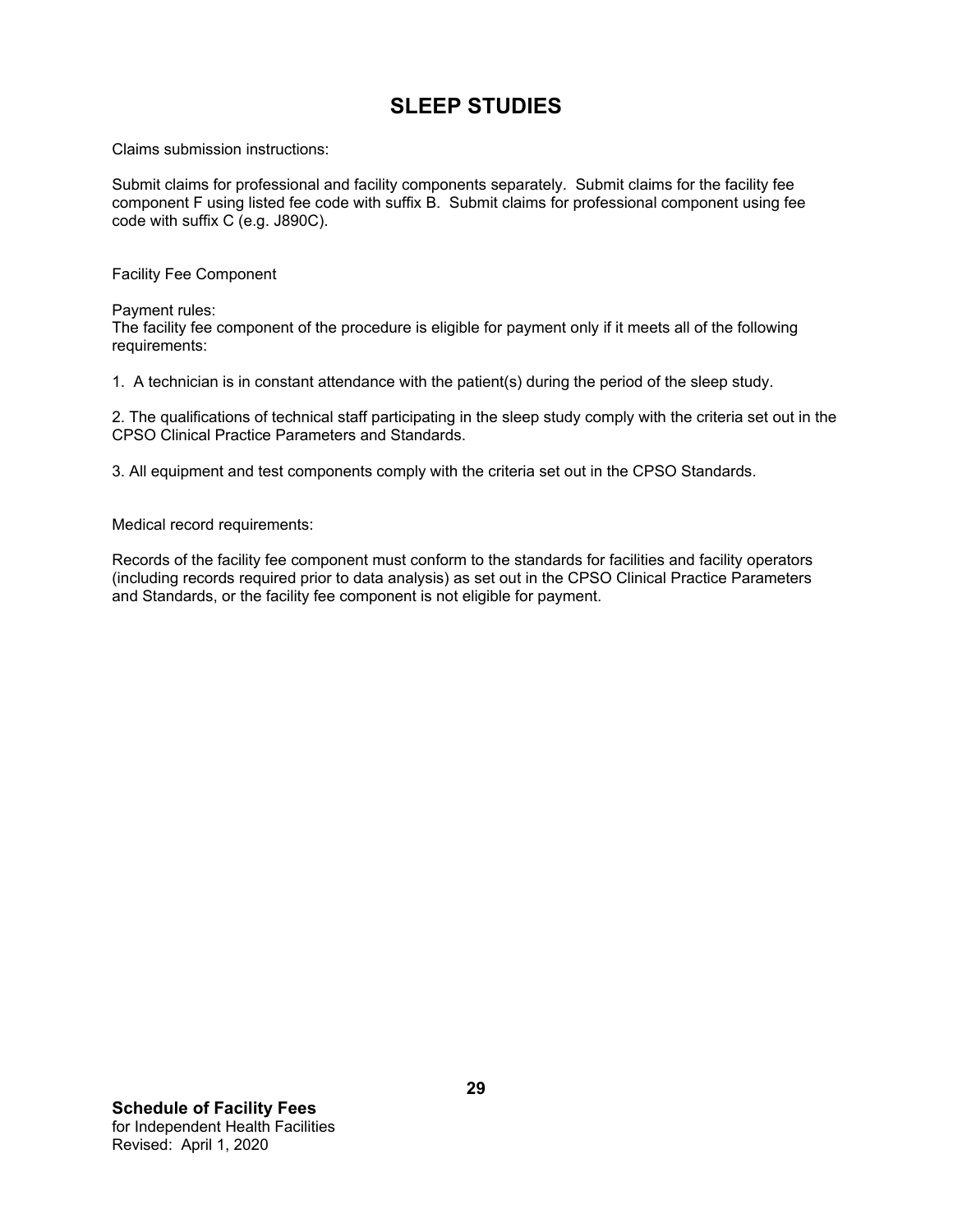# SLEEP STUDIES

Claims submission instructions:

Submit claims for professional and facility components separately. Submit claims for the facility fee component F using listed fee code with suffix B. Submit claims for professional component using fee code with suffix C (e.g. J890C).

Facility Fee Component

Payment rules:
The facility fee component of the procedure is eligible for payment only if it meets all of the following requirements:

1. A technician is in constant attendance with the patient(s) during the period of the sleep study.

2. The qualifications of technical staff participating in the sleep study comply with the criteria set out in the CPSO Clinical Practice Parameters and Standards.

3. All equipment and test components comply with the criteria set out in the CPSO Standards.

Medical record requirements:

Records of the facility fee component must conform to the standards for facilities and facility operators (including records required prior to data analysis) as set out in the CPSO Clinical Practice Parameters and Standards, or the facility fee component is not eligible for payment.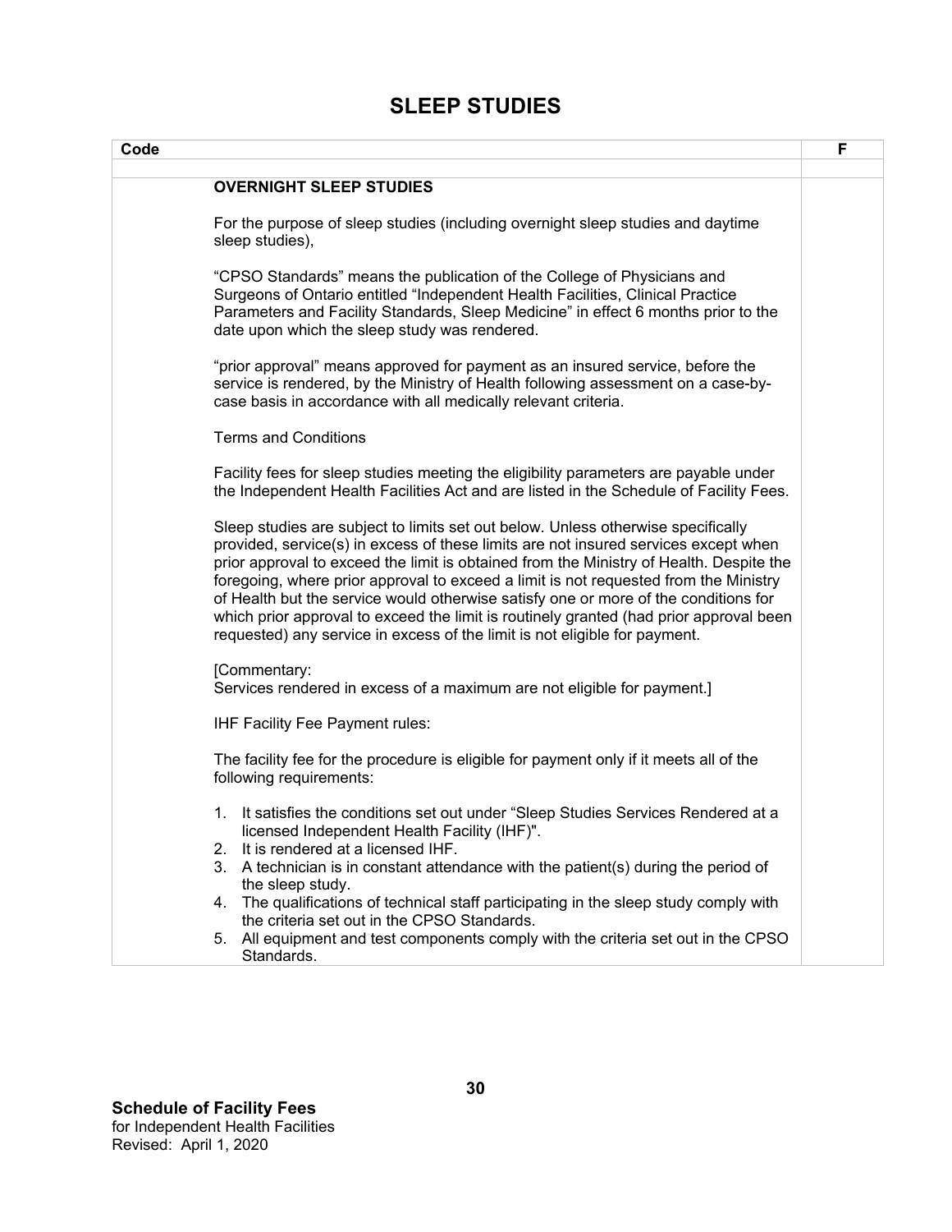# SLEEP STUDIES

| Code | | F |
|---|---|---|
| | | |

**OVERNIGHT SLEEP STUDIES**

For the purpose of sleep studies (including overnight sleep studies and daytime sleep studies),

"CPSO Standards" means the publication of the College of Physicians and Surgeons of Ontario entitled "Independent Health Facilities, Clinical Practice Parameters and Facility Standards, Sleep Medicine" in effect 6 months prior to the date upon which the sleep study was rendered.

"prior approval" means approved for payment as an insured service, before the service is rendered, by the Ministry of Health following assessment on a case-by-case basis in accordance with all medically relevant criteria.

Terms and Conditions

Facility fees for sleep studies meeting the eligibility parameters are payable under the Independent Health Facilities Act and are listed in the Schedule of Facility Fees.

Sleep studies are subject to limits set out below. Unless otherwise specifically provided, service(s) in excess of these limits are not insured services except when prior approval to exceed the limit is obtained from the Ministry of Health. Despite the foregoing, where prior approval to exceed a limit is not requested from the Ministry of Health but the service would otherwise satisfy one or more of the conditions for which prior approval to exceed the limit is routinely granted (had prior approval been requested) any service in excess of the limit is not eligible for payment.

[Commentary:
Services rendered in excess of a maximum are not eligible for payment.]

IHF Facility Fee Payment rules:

The facility fee for the procedure is eligible for payment only if it meets all of the following requirements:

1. It satisfies the conditions set out under "Sleep Studies Services Rendered at a licensed Independent Health Facility (IHF)".
2. It is rendered at a licensed IHF.
3. A technician is in constant attendance with the patient(s) during the period of the sleep study.
4. The qualifications of technical staff participating in the sleep study comply with the criteria set out in the CPSO Standards.
5. All equipment and test components comply with the criteria set out in the CPSO Standards.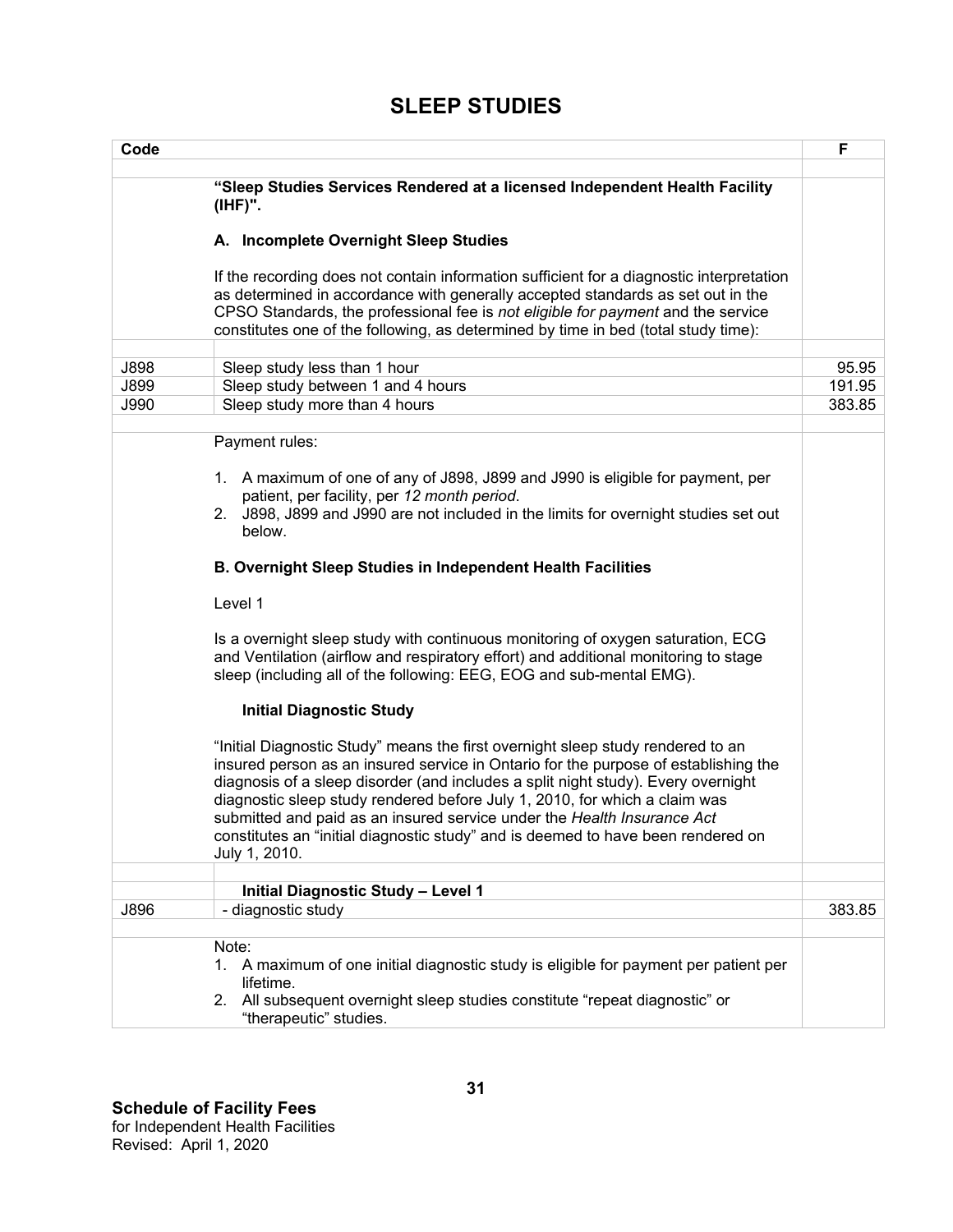# SLEEP STUDIES

| Code | | F |
|---|---|---|
| | **"Sleep Studies Services Rendered at a licensed Independent Health Facility (IHF)".** | |
| | **A. Incomplete Overnight Sleep Studies** | |
| | If the recording does not contain information sufficient for a diagnostic interpretation as determined in accordance with generally accepted standards as set out in the CPSO Standards, the professional fee is *not eligible for payment* and the service constitutes one of the following, as determined by time in bed (total study time): | |
| J898 | Sleep study less than 1 hour | 95.95 |
| J899 | Sleep study between 1 and 4 hours | 191.95 |
| J990 | Sleep study more than 4 hours | 383.85 |
| | Payment rules:<br>1. A maximum of one of any of J898, J899 and J990 is eligible for payment, per patient, per facility, per *12 month period*.<br>2. J898, J899 and J990 are not included in the limits for overnight studies set out below. | |
| | **B. Overnight Sleep Studies in Independent Health Facilities** | |
| | Level 1 | |
| | Is a overnight sleep study with continuous monitoring of oxygen saturation, ECG and Ventilation (airflow and respiratory effort) and additional monitoring to stage sleep (including all of the following: EEG, EOG and sub-mental EMG). | |
| | **Initial Diagnostic Study** | |
| | "Initial Diagnostic Study" means the first overnight sleep study rendered to an insured person as an insured service in Ontario for the purpose of establishing the diagnosis of a sleep disorder (and includes a split night study). Every overnight diagnostic sleep study rendered before July 1, 2010, for which a claim was submitted and paid as an insured service under the *Health Insurance Act* constitutes an "initial diagnostic study" and is deemed to have been rendered on July 1, 2010. | |
| | **Initial Diagnostic Study – Level 1** | |
| J896 | - diagnostic study | 383.85 |
| | Note:<br>1. A maximum of one initial diagnostic study is eligible for payment per patient per lifetime.<br>2. All subsequent overnight sleep studies constitute "repeat diagnostic" or "therapeutic" studies. | |

**Schedule of Facility Fees**
for Independent Health Facilities
Revised: April 1, 2020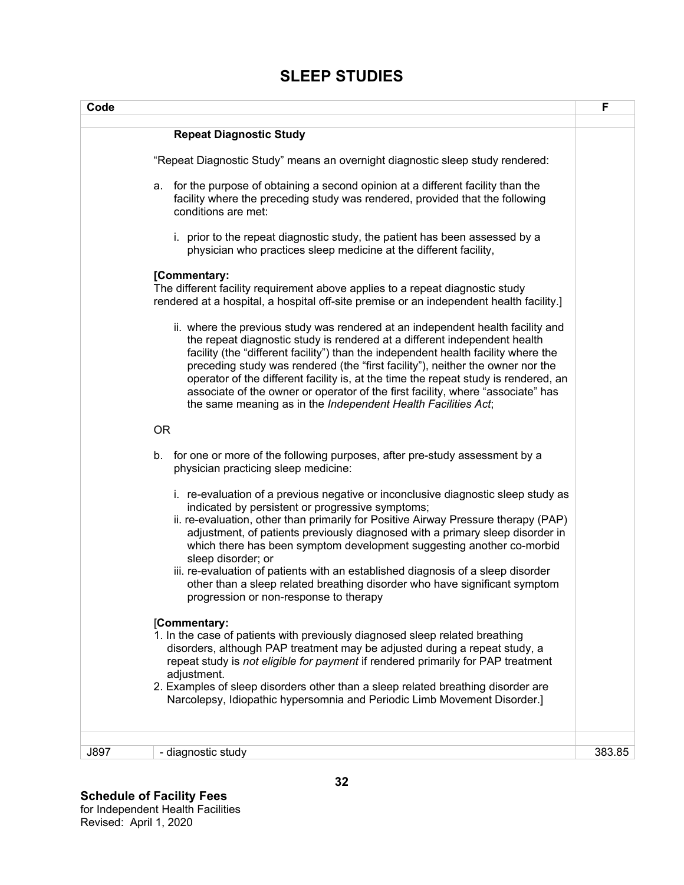# SLEEP STUDIES

| Code | | F |
|---|---|---|
| | **Repeat Diagnostic Study** | |
| | "Repeat Diagnostic Study" means an overnight diagnostic sleep study rendered: | |
| | a. for the purpose of obtaining a second opinion at a different facility than the facility where the preceding study was rendered, provided that the following conditions are met: | |
| | i. prior to the repeat diagnostic study, the patient has been assessed by a physician who practices sleep medicine at the different facility, | |
| | **[Commentary:** The different facility requirement above applies to a repeat diagnostic study rendered at a hospital, a hospital off-site premise or an independent health facility.] | |
| | ii. where the previous study was rendered at an independent health facility and the repeat diagnostic study is rendered at a different independent health facility (the "different facility") than the independent health facility where the preceding study was rendered (the "first facility"), neither the owner nor the operator of the different facility is, at the time the repeat study is rendered, an associate of the owner or operator of the first facility, where "associate" has the same meaning as in the *Independent Health Facilities Act*; | |
| | OR | |
| | b. for one or more of the following purposes, after pre-study assessment by a physician practicing sleep medicine: | |
| | i. re-evaluation of a previous negative or inconclusive diagnostic sleep study as indicated by persistent or progressive symptoms; ii. re-evaluation, other than primarily for Positive Airway Pressure therapy (PAP) adjustment, of patients previously diagnosed with a primary sleep disorder in which there has been symptom development suggesting another co-morbid sleep disorder; or iii. re-evaluation of patients with an established diagnosis of a sleep disorder other than a sleep related breathing disorder who have significant symptom progression or non-response to therapy | |
| | [**Commentary:** 1. In the case of patients with previously diagnosed sleep related breathing disorders, although PAP treatment may be adjusted during a repeat study, a repeat study is *not eligible for payment* if rendered primarily for PAP treatment adjustment. 2. Examples of sleep disorders other than a sleep related breathing disorder are Narcolepsy, Idiopathic hypersomnia and Periodic Limb Movement Disorder.] | |
| J897 | - diagnostic study | 383.85 |

**Schedule of Facility Fees**
for Independent Health Facilities
Revised: April 1, 2020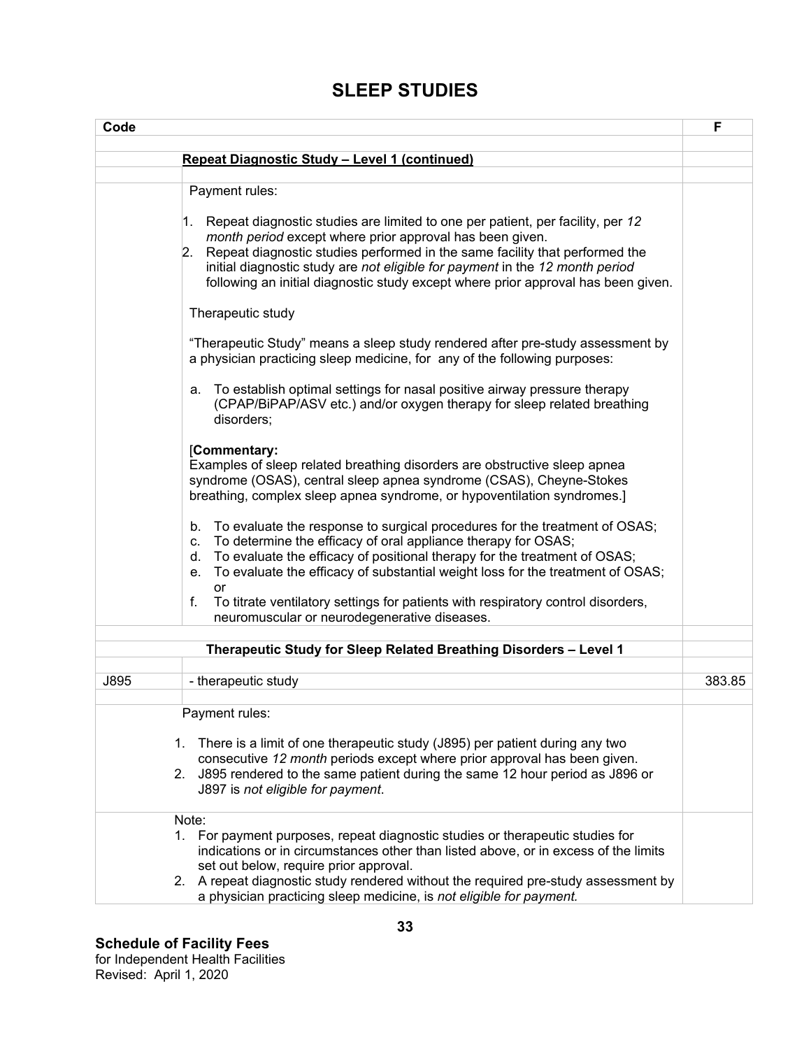# SLEEP STUDIES

| Code | | F |
|---|---|---|
| | **Repeat Diagnostic Study – Level 1 (continued)** | |

Payment rules:

1. Repeat diagnostic studies are limited to one per patient, per facility, per *12 month period* except where prior approval has been given.
2. Repeat diagnostic studies performed in the same facility that performed the initial diagnostic study are *not eligible for payment* in the *12 month period* following an initial diagnostic study except where prior approval has been given.

Therapeutic study

"Therapeutic Study" means a sleep study rendered after pre-study assessment by a physician practicing sleep medicine, for any of the following purposes:

a. To establish optimal settings for nasal positive airway pressure therapy (CPAP/BiPAP/ASV etc.) and/or oxygen therapy for sleep related breathing disorders;

[**Commentary:**
Examples of sleep related breathing disorders are obstructive sleep apnea syndrome (OSAS), central sleep apnea syndrome (CSAS), Cheyne-Stokes breathing, complex sleep apnea syndrome, or hypoventilation syndromes.]

b. To evaluate the response to surgical procedures for the treatment of OSAS;
c. To determine the efficacy of oral appliance therapy for OSAS;
d. To evaluate the efficacy of positional therapy for the treatment of OSAS;
e. To evaluate the efficacy of substantial weight loss for the treatment of OSAS; or
f. To titrate ventilatory settings for patients with respiratory control disorders, neuromuscular or neurodegenerative diseases.

| Code | | F |
|---|---|---|
| | **Therapeutic Study for Sleep Related Breathing Disorders – Level 1** | |
| J895 | - therapeutic study | 383.85 |

Payment rules:

1. There is a limit of one therapeutic study (J895) per patient during any two consecutive *12 month* periods except where prior approval has been given.
2. J895 rendered to the same patient during the same 12 hour period as J896 or J897 is *not eligible for payment*.

Note:

1. For payment purposes, repeat diagnostic studies or therapeutic studies for indications or in circumstances other than listed above, or in excess of the limits set out below, require prior approval.
2. A repeat diagnostic study rendered without the required pre-study assessment by a physician practicing sleep medicine, is *not eligible for payment.*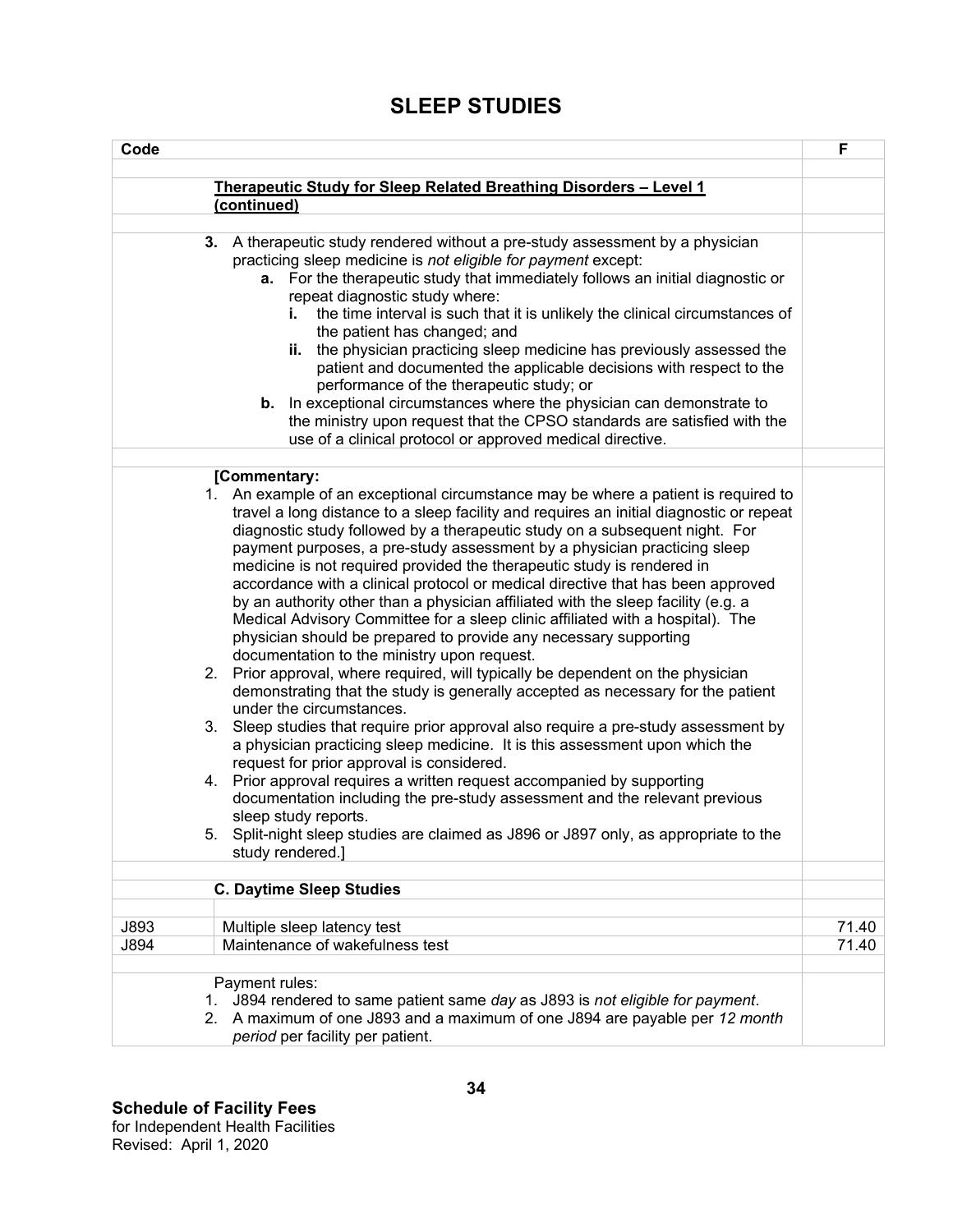# SLEEP STUDIES

| Code | | F |
|---|---|---|
| | **Therapeutic Study for Sleep Related Breathing Disorders – Level 1 (continued)** | |

3. A therapeutic study rendered without a pre-study assessment by a physician practicing sleep medicine is *not eligible for payment* except:
    - **a.** For the therapeutic study that immediately follows an initial diagnostic or repeat diagnostic study where:
        - **i.** the time interval is such that it is unlikely the clinical circumstances of the patient has changed; and
        - **ii.** the physician practicing sleep medicine has previously assessed the patient and documented the applicable decisions with respect to the performance of the therapeutic study; or
    - **b.** In exceptional circumstances where the physician can demonstrate to the ministry upon request that the CPSO standards are satisfied with the use of a clinical protocol or approved medical directive.

**[Commentary:**

1. An example of an exceptional circumstance may be where a patient is required to travel a long distance to a sleep facility and requires an initial diagnostic or repeat diagnostic study followed by a therapeutic study on a subsequent night. For payment purposes, a pre-study assessment by a physician practicing sleep medicine is not required provided the therapeutic study is rendered in accordance with a clinical protocol or medical directive that has been approved by an authority other than a physician affiliated with the sleep facility (e.g. a Medical Advisory Committee for a sleep clinic affiliated with a hospital). The physician should be prepared to provide any necessary supporting documentation to the ministry upon request.
2. Prior approval, where required, will typically be dependent on the physician demonstrating that the study is generally accepted as necessary for the patient under the circumstances.
3. Sleep studies that require prior approval also require a pre-study assessment by a physician practicing sleep medicine. It is this assessment upon which the request for prior approval is considered.
4. Prior approval requires a written request accompanied by supporting documentation including the pre-study assessment and the relevant previous sleep study reports.
5. Split-night sleep studies are claimed as J896 or J897 only, as appropriate to the study rendered.]

**C. Daytime Sleep Studies**

| Code | | F |
|---|---|---|
| J893 | Multiple sleep latency test | 71.40 |
| J894 | Maintenance of wakefulness test | 71.40 |

Payment rules:

1. J894 rendered to same patient same *day* as J893 is *not eligible for payment*.
2. A maximum of one J893 and a maximum of one J894 are payable per *12 month period* per facility per patient.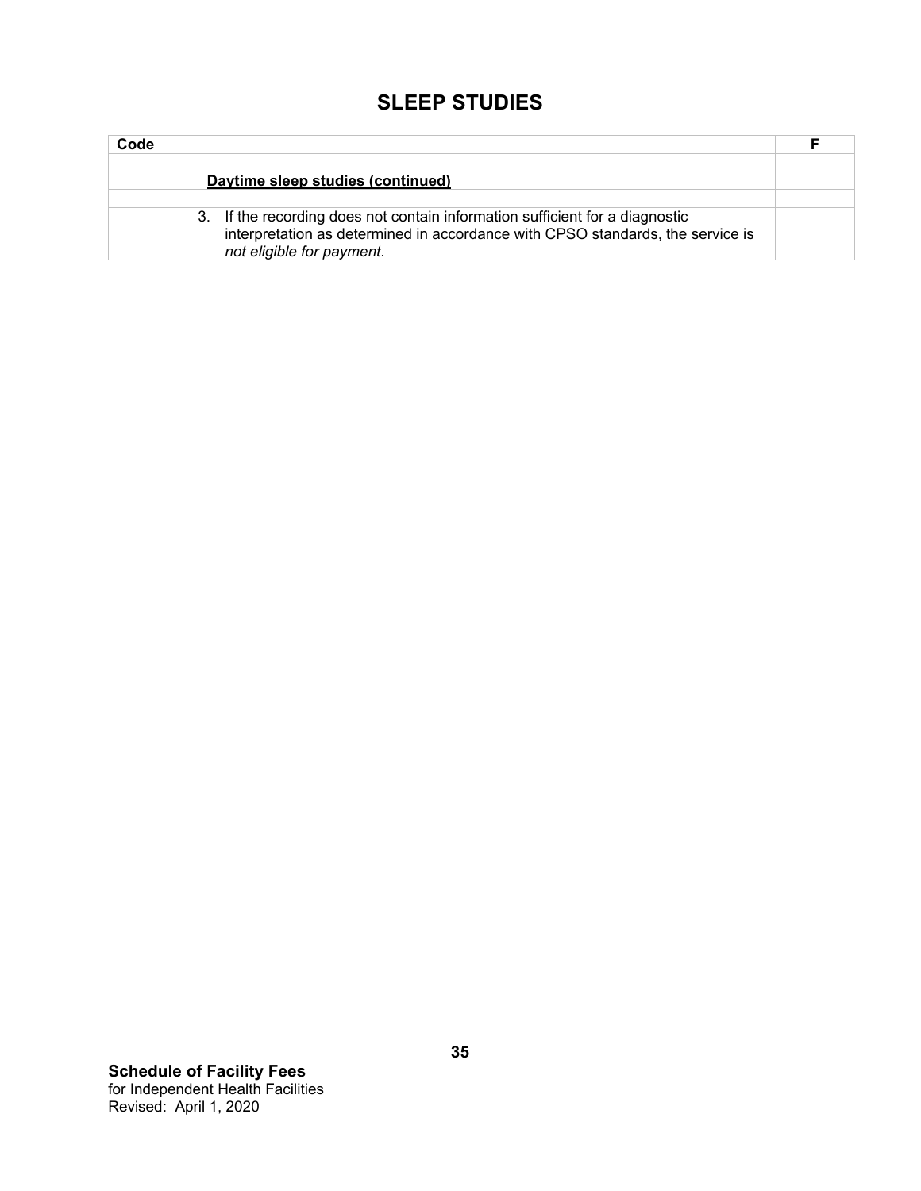# SLEEP STUDIES

| Code | F |
|---|---|
| | |
| **Daytime sleep studies (continued)** | |
| | |
| 3. If the recording does not contain information sufficient for a diagnostic interpretation as determined in accordance with CPSO standards, the service is *not eligible for payment*. | |

**Schedule of Facility Fees**
for Independent Health Facilities
Revised: April 1, 2020